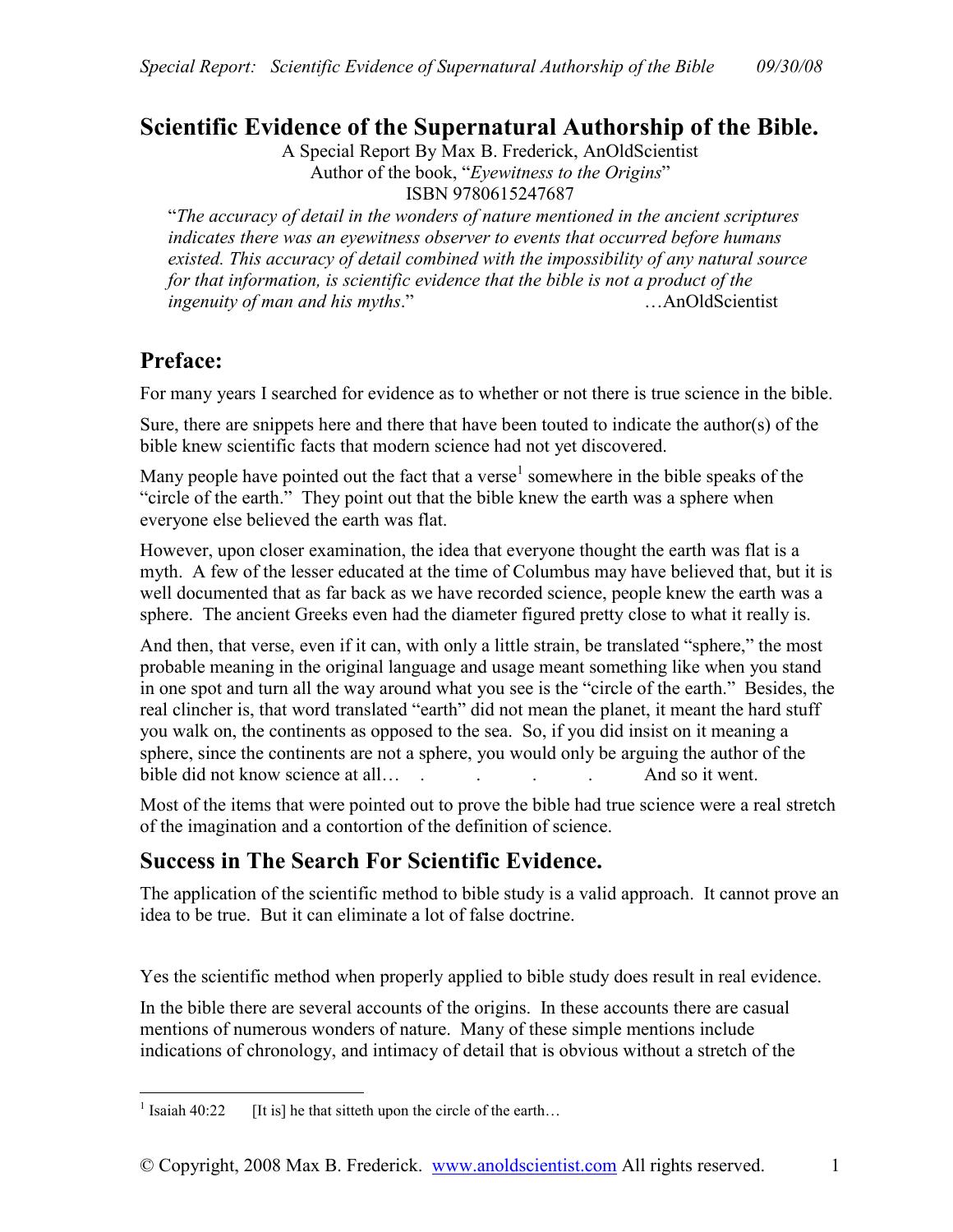# Scientific Evidence of the Supernatural Authorship of the Bible.

A Special Report By Max B. Frederick, AnOldScientist
Author of the book, "*Eyewitness to the Origins*"
ISBN 9780615247687

"*The accuracy of detail in the wonders of nature mentioned in the ancient scriptures indicates there was an eyewitness observer to events that occurred before humans existed. This accuracy of detail combined with the impossibility of any natural source for that information, is scientific evidence that the bible is not a product of the ingenuity of man and his myths*." …AnOldScientist

## Preface:

For many years I searched for evidence as to whether or not there is true science in the bible.

Sure, there are snippets here and there that have been touted to indicate the author(s) of the bible knew scientific facts that modern science had not yet discovered.

Many people have pointed out the fact that a verse[1] somewhere in the bible speaks of the "circle of the earth." They point out that the bible knew the earth was a sphere when everyone else believed the earth was flat.

However, upon closer examination, the idea that everyone thought the earth was flat is a myth. A few of the lesser educated at the time of Columbus may have believed that, but it is well documented that as far back as we have recorded science, people knew the earth was a sphere. The ancient Greeks even had the diameter figured pretty close to what it really is.

And then, that verse, even if it can, with only a little strain, be translated "sphere," the most probable meaning in the original language and usage meant something like when you stand in one spot and turn all the way around what you see is the "circle of the earth." Besides, the real clincher is, that word translated "earth" did not mean the planet, it meant the hard stuff you walk on, the continents as opposed to the sea. So, if you did insist on it meaning a sphere, since the continents are not a sphere, you would only be arguing the author of the bible did not know science at all… . . . . And so it went.

Most of the items that were pointed out to prove the bible had true science were a real stretch of the imagination and a contortion of the definition of science.

## Success in The Search For Scientific Evidence.

The application of the scientific method to bible study is a valid approach. It cannot prove an idea to be true. But it can eliminate a lot of false doctrine.

Yes the scientific method when properly applied to bible study does result in real evidence.

In the bible there are several accounts of the origins. In these accounts there are casual mentions of numerous wonders of nature. Many of these simple mentions include indications of chronology, and intimacy of detail that is obvious without a stretch of the

[1] Isaiah 40:22 [It is] he that sitteth upon the circle of the earth…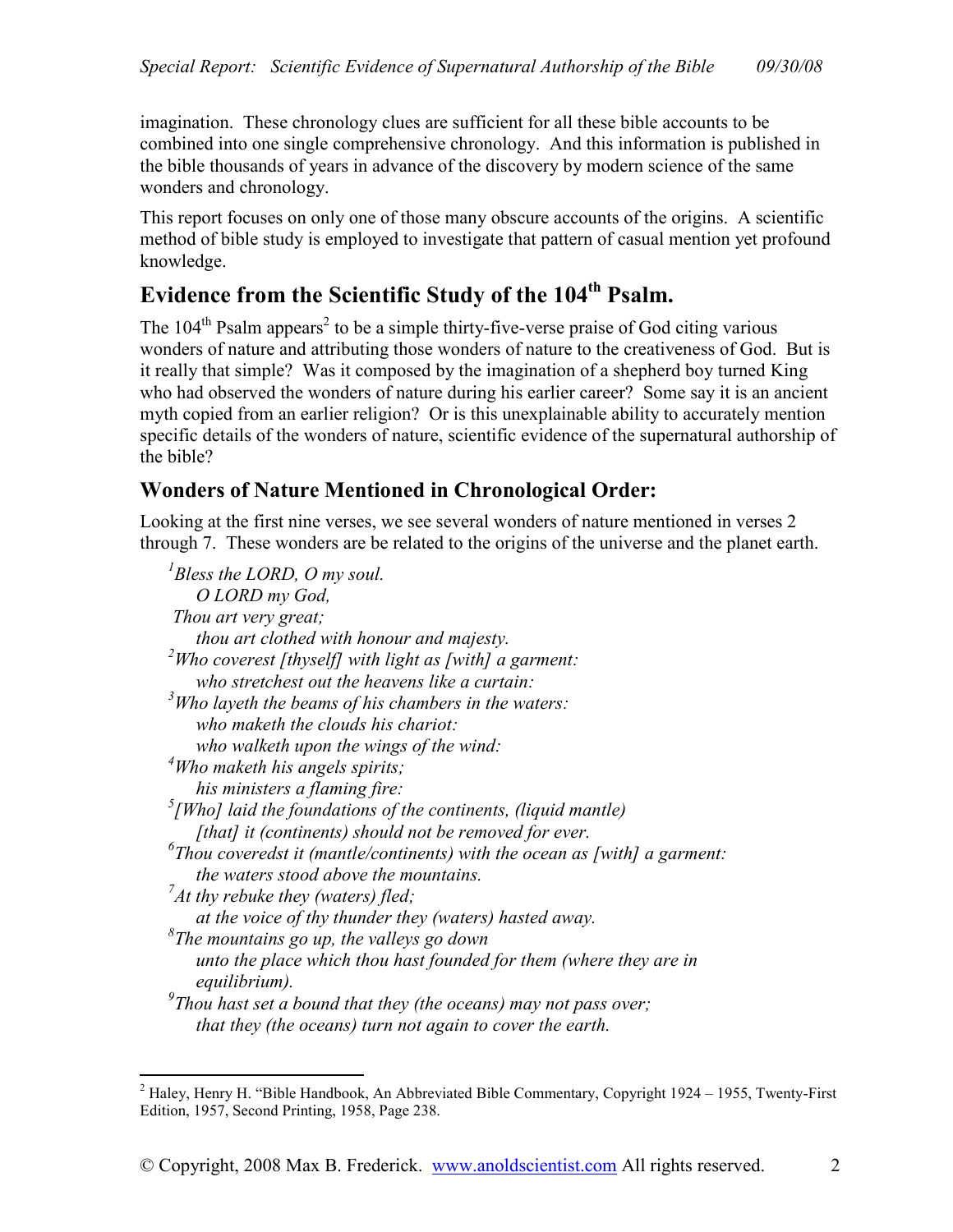imagination. These chronology clues are sufficient for all these bible accounts to be combined into one single comprehensive chronology. And this information is published in the bible thousands of years in advance of the discovery by modern science of the same wonders and chronology.

This report focuses on only one of those many obscure accounts of the origins. A scientific method of bible study is employed to investigate that pattern of casual mention yet profound knowledge.

## Evidence from the Scientific Study of the 104th Psalm.

The 104th Psalm appears[2] to be a simple thirty-five-verse praise of God citing various wonders of nature and attributing those wonders of nature to the creativeness of God. But is it really that simple? Was it composed by the imagination of a shepherd boy turned King who had observed the wonders of nature during his earlier career? Some say it is an ancient myth copied from an earlier religion? Or is this unexplainable ability to accurately mention specific details of the wonders of nature, scientific evidence of the supernatural authorship of the bible?

### Wonders of Nature Mentioned in Chronological Order:

Looking at the first nine verses, we see several wonders of nature mentioned in verses 2 through 7. These wonders are be related to the origins of the universe and the planet earth.

> [1]*Bless the LORD, O my soul.*
> *O LORD my God,*
> *Thou art very great;*
> *thou art clothed with honour and majesty.*
> [2]*Who coverest [thyself] with light as [with] a garment:*
> *who stretchest out the heavens like a curtain:*
> [3]*Who layeth the beams of his chambers in the waters:*
> *who maketh the clouds his chariot:*
> *who walketh upon the wings of the wind:*
> [4]*Who maketh his angels spirits;*
> *his ministers a flaming fire:*
> [5]*[Who] laid the foundations of the continents, (liquid mantle)*
> *[that] it (continents) should not be removed for ever.*
> [6]*Thou coveredst it (mantle/continents) with the ocean as [with] a garment:*
> *the waters stood above the mountains.*
> [7]*At thy rebuke they (waters) fled;*
> *at the voice of thy thunder they (waters) hasted away.*
> [8]*The mountains go up, the valleys go down*
> *unto the place which thou hast founded for them (where they are in equilibrium).*
> [9]*Thou hast set a bound that they (the oceans) may not pass over;*
> *that they (the oceans) turn not again to cover the earth.*

[2] Haley, Henry H. "Bible Handbook, An Abbreviated Bible Commentary, Copyright 1924 – 1955, Twenty-First Edition, 1957, Second Printing, 1958, Page 238.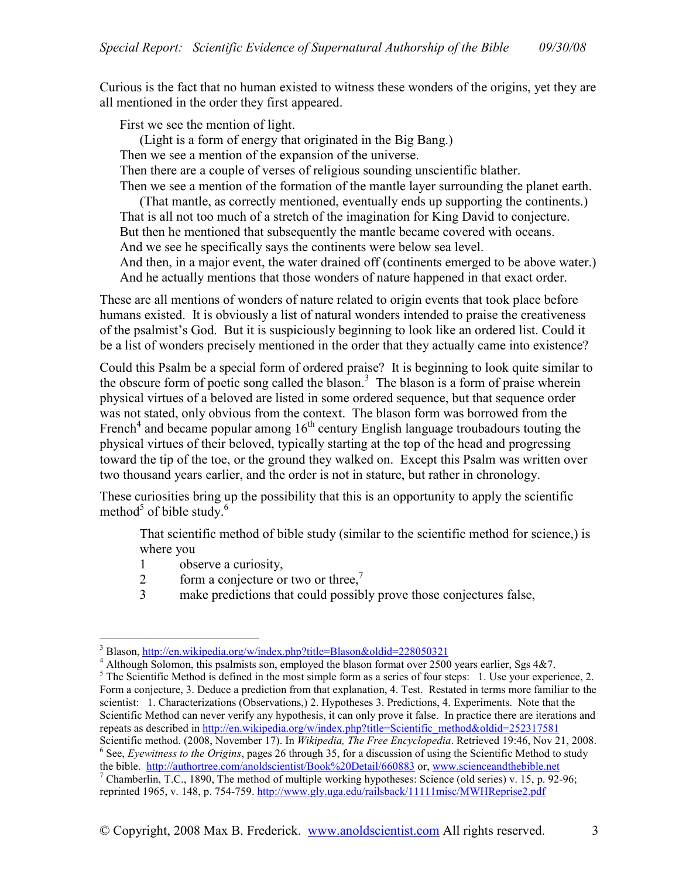Curious is the fact that no human existed to witness these wonders of the origins, yet they are all mentioned in the order they first appeared.

> First we see the mention of light.
>     (Light is a form of energy that originated in the Big Bang.)
> Then we see a mention of the expansion of the universe.
> Then there are a couple of verses of religious sounding unscientific blather.
> Then we see a mention of the formation of the mantle layer surrounding the planet earth.
>     (That mantle, as correctly mentioned, eventually ends up supporting the continents.)
> That is all not too much of a stretch of the imagination for King David to conjecture.
> But then he mentioned that subsequently the mantle became covered with oceans.
> And we see he specifically says the continents were below sea level.
> And then, in a major event, the water drained off (continents emerged to be above water.)
> And he actually mentions that those wonders of nature happened in that exact order.

These are all mentions of wonders of nature related to origin events that took place before humans existed. It is obviously a list of natural wonders intended to praise the creativeness of the psalmist's God. But it is suspiciously beginning to look like an ordered list. Could it be a list of wonders precisely mentioned in the order that they actually came into existence?

Could this Psalm be a special form of ordered praise? It is beginning to look quite similar to the obscure form of poetic song called the blason.[3] The blason is a form of praise wherein physical virtues of a beloved are listed in some ordered sequence, but that sequence order was not stated, only obvious from the context. The blason form was borrowed from the French[4] and became popular among 16th century English language troubadours touting the physical virtues of their beloved, typically starting at the top of the head and progressing toward the tip of the toe, or the ground they walked on. Except this Psalm was written over two thousand years earlier, and the order is not in stature, but rather in chronology.

These curiosities bring up the possibility that this is an opportunity to apply the scientific method[5] of bible study.[6]

> That scientific method of bible study (similar to the scientific method for science,) is where you
>
> 1 observe a curiosity,
> 2 form a conjecture or two or three,[7]
> 3 make predictions that could possibly prove those conjectures false,

---

[3] Blason, http://en.wikipedia.org/w/index.php?title=Blason&oldid=228050321

[4] Although Solomon, this psalmists son, employed the blason format over 2500 years earlier, Sgs 4&7.

[5] The Scientific Method is defined in the most simple form as a series of four steps: 1. Use your experience, 2. Form a conjecture, 3. Deduce a prediction from that explanation, 4. Test. Restated in terms more familiar to the scientist: 1. Characterizations (Observations,) 2. Hypotheses 3. Predictions, 4. Experiments. Note that the Scientific Method can never verify any hypothesis, it can only prove it false. In practice there are iterations and repeats as described in http://en.wikipedia.org/w/index.php?title=Scientific_method&oldid=252317581 Scientific method. (2008, November 17). In *Wikipedia, The Free Encyclopedia*. Retrieved 19:46, Nov 21, 2008.

[6] See, *Eyewitness to the Origins*, pages 26 through 35, for a discussion of using the Scientific Method to study the bible. http://authortree.com/anoldscientist/Book%20Detail/660883 or, www.scienceandthebible.net

[7] Chamberlin, T.C., 1890, The method of multiple working hypotheses: Science (old series) v. 15, p. 92-96; reprinted 1965, v. 148, p. 754-759. http://www.gly.uga.edu/railsback/11111misc/MWHReprise2.pdf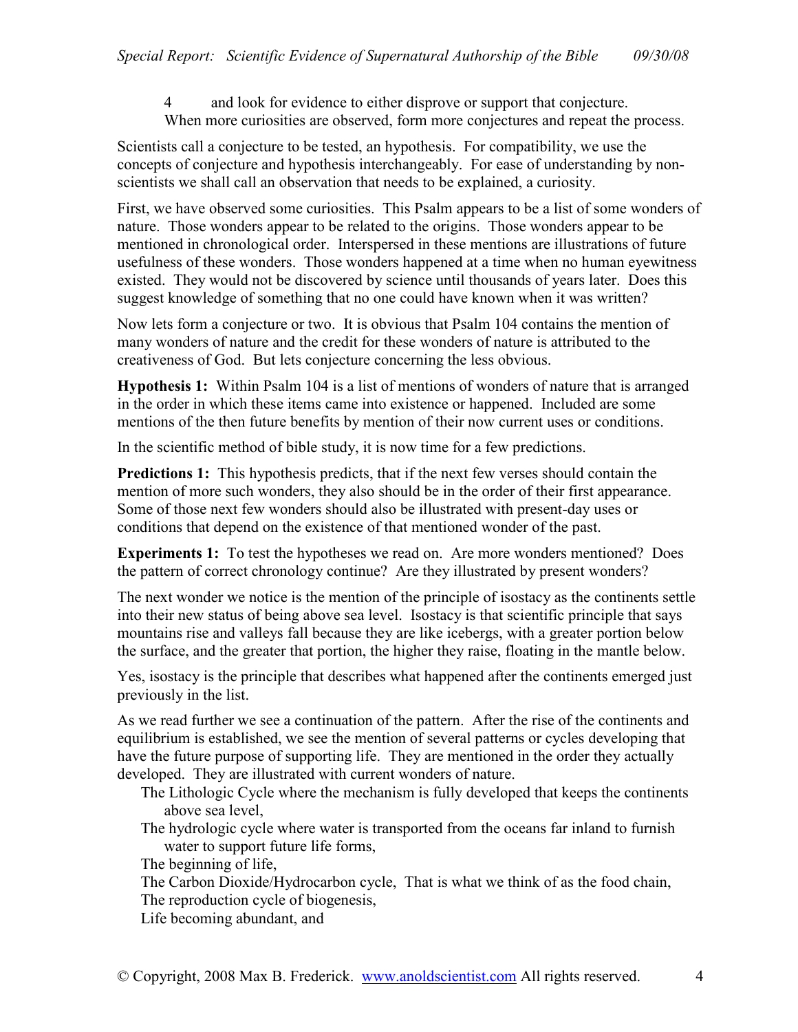4 and look for evidence to either disprove or support that conjecture.
When more curiosities are observed, form more conjectures and repeat the process.

Scientists call a conjecture to be tested, an hypothesis. For compatibility, we use the concepts of conjecture and hypothesis interchangeably. For ease of understanding by non-scientists we shall call an observation that needs to be explained, a curiosity.

First, we have observed some curiosities. This Psalm appears to be a list of some wonders of nature. Those wonders appear to be related to the origins. Those wonders appear to be mentioned in chronological order. Interspersed in these mentions are illustrations of future usefulness of these wonders. Those wonders happened at a time when no human eyewitness existed. They would not be discovered by science until thousands of years later. Does this suggest knowledge of something that no one could have known when it was written?

Now lets form a conjecture or two. It is obvious that Psalm 104 contains the mention of many wonders of nature and the credit for these wonders of nature is attributed to the creativeness of God. But lets conjecture concerning the less obvious.

**Hypothesis 1:** Within Psalm 104 is a list of mentions of wonders of nature that is arranged in the order in which these items came into existence or happened. Included are some mentions of the then future benefits by mention of their now current uses or conditions.

In the scientific method of bible study, it is now time for a few predictions.

**Predictions 1:** This hypothesis predicts, that if the next few verses should contain the mention of more such wonders, they also should be in the order of their first appearance. Some of those next few wonders should also be illustrated with present-day uses or conditions that depend on the existence of that mentioned wonder of the past.

**Experiments 1:** To test the hypotheses we read on. Are more wonders mentioned? Does the pattern of correct chronology continue? Are they illustrated by present wonders?

The next wonder we notice is the mention of the principle of isostacy as the continents settle into their new status of being above sea level. Isostacy is that scientific principle that says mountains rise and valleys fall because they are like icebergs, with a greater portion below the surface, and the greater that portion, the higher they raise, floating in the mantle below.

Yes, isostacy is the principle that describes what happened after the continents emerged just previously in the list.

As we read further we see a continuation of the pattern. After the rise of the continents and equilibrium is established, we see the mention of several patterns or cycles developing that have the future purpose of supporting life. They are mentioned in the order they actually developed. They are illustrated with current wonders of nature.

- The Lithologic Cycle where the mechanism is fully developed that keeps the continents above sea level,
- The hydrologic cycle where water is transported from the oceans far inland to furnish water to support future life forms,
- The beginning of life,
- The Carbon Dioxide/Hydrocarbon cycle, That is what we think of as the food chain,
- The reproduction cycle of biogenesis,
- Life becoming abundant, and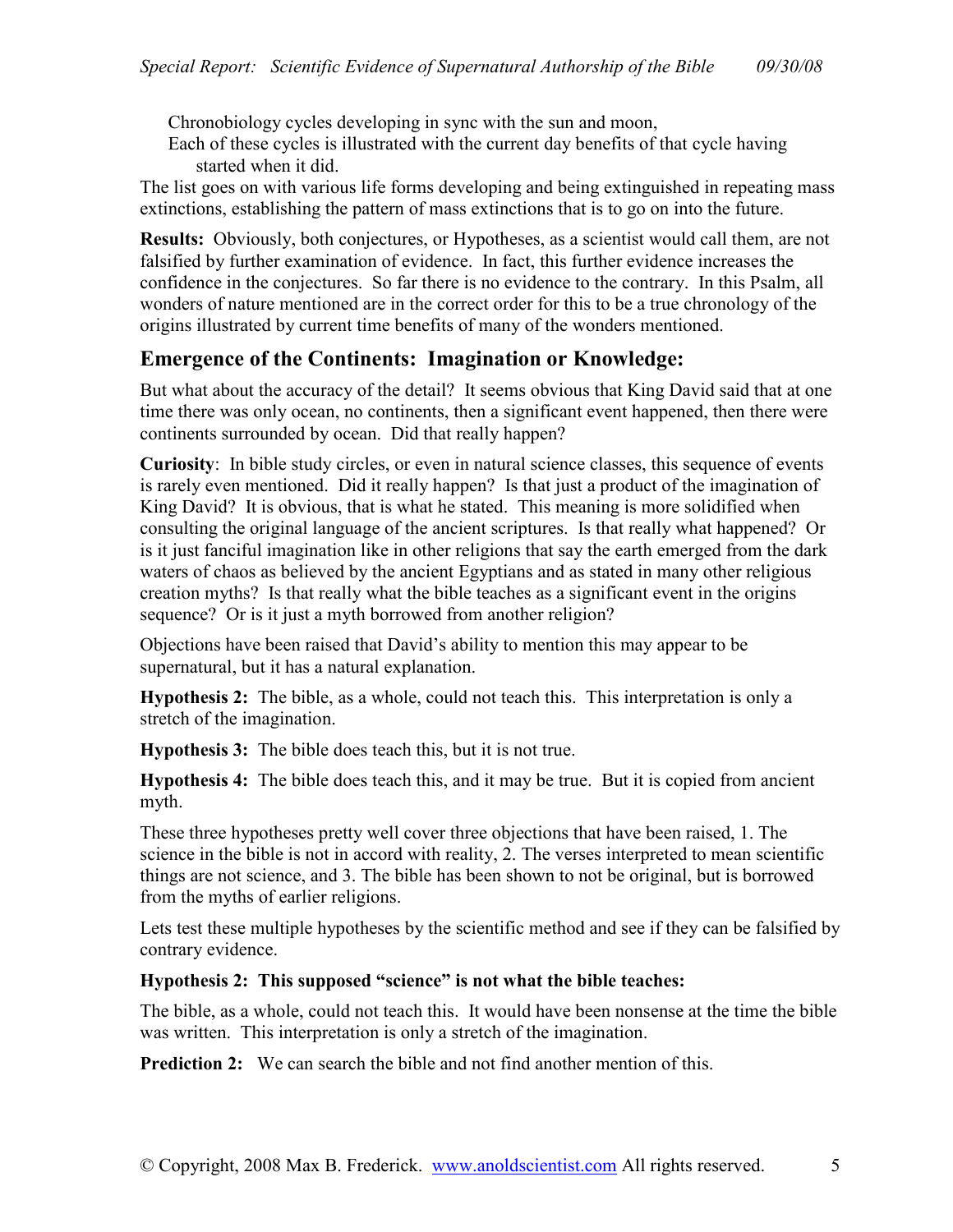Chronobiology cycles developing in sync with the sun and moon,

Each of these cycles is illustrated with the current day benefits of that cycle having started when it did.

The list goes on with various life forms developing and being extinguished in repeating mass extinctions, establishing the pattern of mass extinctions that is to go on into the future.

**Results:** Obviously, both conjectures, or Hypotheses, as a scientist would call them, are not falsified by further examination of evidence. In fact, this further evidence increases the confidence in the conjectures. So far there is no evidence to the contrary. In this Psalm, all wonders of nature mentioned are in the correct order for this to be a true chronology of the origins illustrated by current time benefits of many of the wonders mentioned.

## Emergence of the Continents: Imagination or Knowledge:

But what about the accuracy of the detail? It seems obvious that King David said that at one time there was only ocean, no continents, then a significant event happened, then there were continents surrounded by ocean. Did that really happen?

**Curiosity**: In bible study circles, or even in natural science classes, this sequence of events is rarely even mentioned. Did it really happen? Is that just a product of the imagination of King David? It is obvious, that is what he stated. This meaning is more solidified when consulting the original language of the ancient scriptures. Is that really what happened? Or is it just fanciful imagination like in other religions that say the earth emerged from the dark waters of chaos as believed by the ancient Egyptians and as stated in many other religious creation myths? Is that really what the bible teaches as a significant event in the origins sequence? Or is it just a myth borrowed from another religion?

Objections have been raised that David's ability to mention this may appear to be supernatural, but it has a natural explanation.

**Hypothesis 2:** The bible, as a whole, could not teach this. This interpretation is only a stretch of the imagination.

**Hypothesis 3:** The bible does teach this, but it is not true.

**Hypothesis 4:** The bible does teach this, and it may be true. But it is copied from ancient myth.

These three hypotheses pretty well cover three objections that have been raised, 1. The science in the bible is not in accord with reality, 2. The verses interpreted to mean scientific things are not science, and 3. The bible has been shown to not be original, but is borrowed from the myths of earlier religions.

Lets test these multiple hypotheses by the scientific method and see if they can be falsified by contrary evidence.

**Hypothesis 2: This supposed "science" is not what the bible teaches:**

The bible, as a whole, could not teach this. It would have been nonsense at the time the bible was written. This interpretation is only a stretch of the imagination.

**Prediction 2:** We can search the bible and not find another mention of this.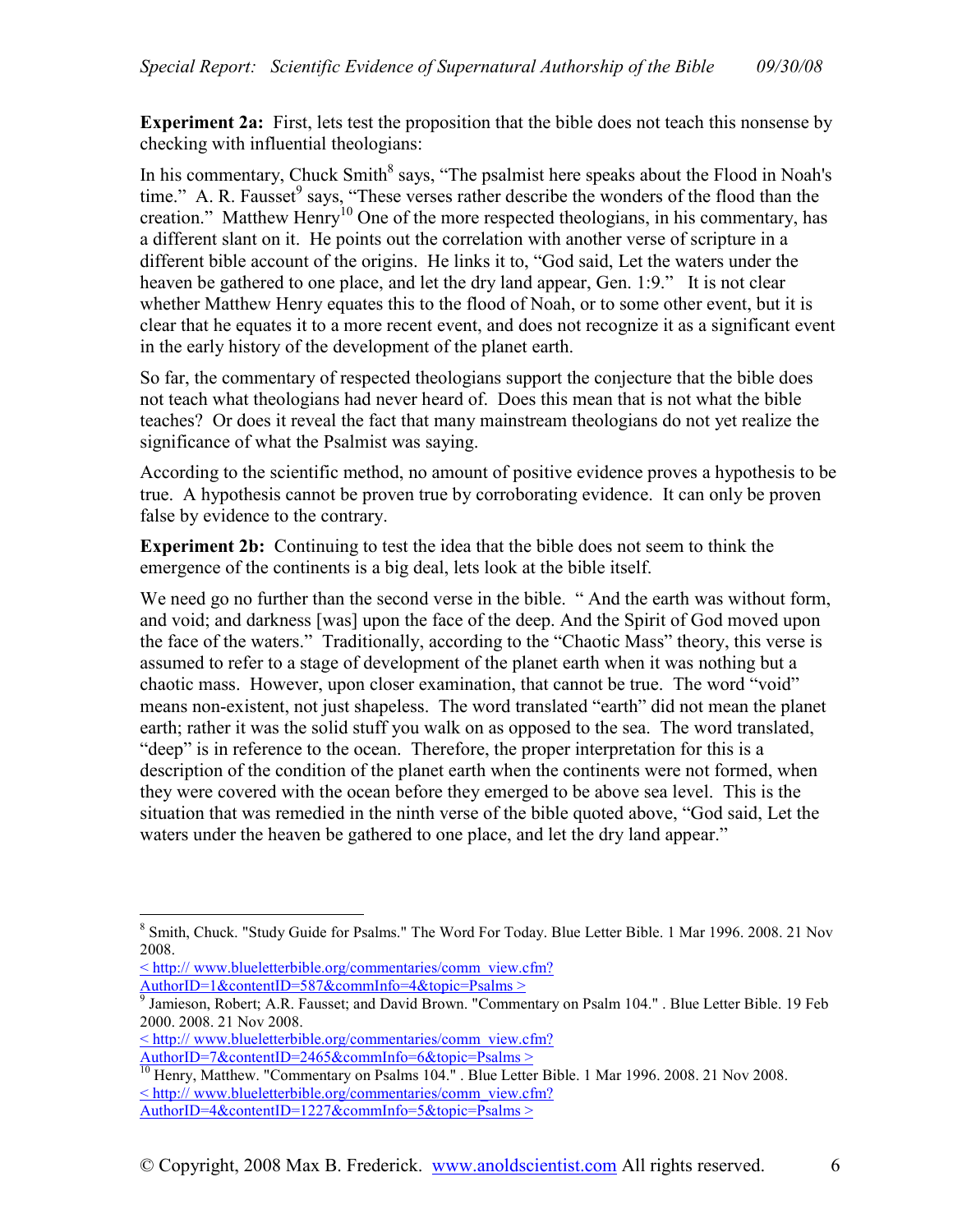**Experiment 2a:** First, lets test the proposition that the bible does not teach this nonsense by checking with influential theologians:

In his commentary, Chuck Smith[8] says, "The psalmist here speaks about the Flood in Noah's time." A. R. Fausset[9] says, "These verses rather describe the wonders of the flood than the creation." Matthew Henry[10] One of the more respected theologians, in his commentary, has a different slant on it. He points out the correlation with another verse of scripture in a different bible account of the origins. He links it to, "God said, Let the waters under the heaven be gathered to one place, and let the dry land appear, Gen. 1:9." It is not clear whether Matthew Henry equates this to the flood of Noah, or to some other event, but it is clear that he equates it to a more recent event, and does not recognize it as a significant event in the early history of the development of the planet earth.

So far, the commentary of respected theologians support the conjecture that the bible does not teach what theologians had never heard of. Does this mean that is not what the bible teaches? Or does it reveal the fact that many mainstream theologians do not yet realize the significance of what the Psalmist was saying.

According to the scientific method, no amount of positive evidence proves a hypothesis to be true. A hypothesis cannot be proven true by corroborating evidence. It can only be proven false by evidence to the contrary.

**Experiment 2b:** Continuing to test the idea that the bible does not seem to think the emergence of the continents is a big deal, lets look at the bible itself.

We need go no further than the second verse in the bible. " And the earth was without form, and void; and darkness [was] upon the face of the deep. And the Spirit of God moved upon the face of the waters." Traditionally, according to the "Chaotic Mass" theory, this verse is assumed to refer to a stage of development of the planet earth when it was nothing but a chaotic mass. However, upon closer examination, that cannot be true. The word "void" means non-existent, not just shapeless. The word translated "earth" did not mean the planet earth; rather it was the solid stuff you walk on as opposed to the sea. The word translated, "deep" is in reference to the ocean. Therefore, the proper interpretation for this is a description of the condition of the planet earth when the continents were not formed, when they were covered with the ocean before they emerged to be above sea level. This is the situation that was remedied in the ninth verse of the bible quoted above, "God said, Let the waters under the heaven be gathered to one place, and let the dry land appear."

---

[8] Smith, Chuck. "Study Guide for Psalms." The Word For Today. Blue Letter Bible. 1 Mar 1996. 2008. 21 Nov 2008.
< http:// www.blueletterbible.org/commentaries/comm_view.cfm?AuthorID=1&contentID=587&commInfo=4&topic=Psalms >

[9] Jamieson, Robert; A.R. Fausset; and David Brown. "Commentary on Psalm 104." . Blue Letter Bible. 19 Feb 2000. 2008. 21 Nov 2008.
< http:// www.blueletterbible.org/commentaries/comm_view.cfm?AuthorID=7&contentID=2465&commInfo=6&topic=Psalms >

[10] Henry, Matthew. "Commentary on Psalms 104." . Blue Letter Bible. 1 Mar 1996. 2008. 21 Nov 2008.
< http:// www.blueletterbible.org/commentaries/comm_view.cfm?AuthorID=4&contentID=1227&commInfo=5&topic=Psalms >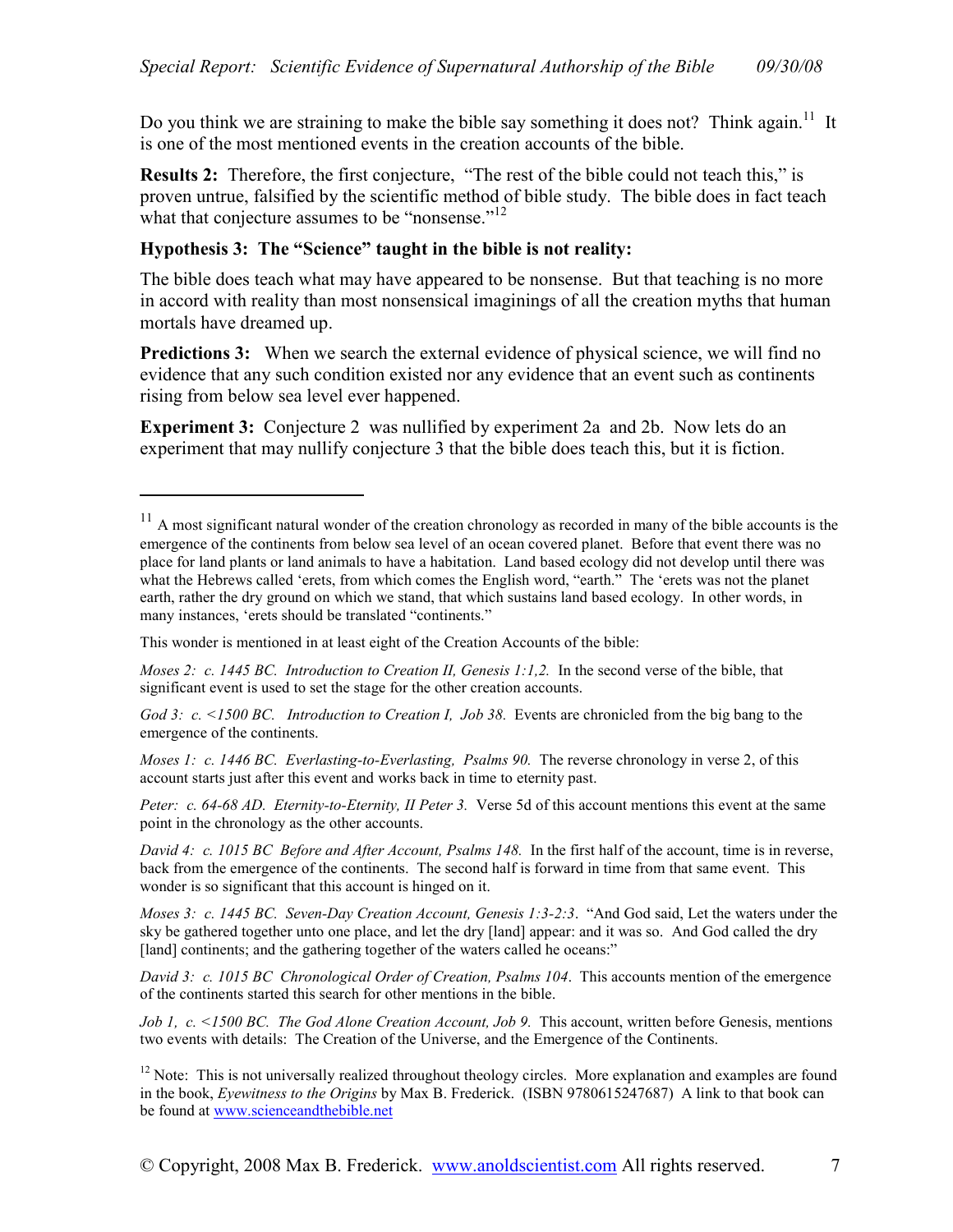Do you think we are straining to make the bible say something it does not? Think again.[11] It is one of the most mentioned events in the creation accounts of the bible.

**Results 2:** Therefore, the first conjecture, "The rest of the bible could not teach this," is proven untrue, falsified by the scientific method of bible study. The bible does in fact teach what that conjecture assumes to be "nonsense."[12]

**Hypothesis 3: The "Science" taught in the bible is not reality:**

The bible does teach what may have appeared to be nonsense. But that teaching is no more in accord with reality than most nonsensical imaginings of all the creation myths that human mortals have dreamed up.

**Predictions 3:** When we search the external evidence of physical science, we will find no evidence that any such condition existed nor any evidence that an event such as continents rising from below sea level ever happened.

**Experiment 3:** Conjecture 2 was nullified by experiment 2a and 2b. Now lets do an experiment that may nullify conjecture 3 that the bible does teach this, but it is fiction.

---

[11] A most significant natural wonder of the creation chronology as recorded in many of the bible accounts is the emergence of the continents from below sea level of an ocean covered planet. Before that event there was no place for land plants or land animals to have a habitation. Land based ecology did not develop until there was what the Hebrews called 'erets, from which comes the English word, "earth." The 'erets was not the planet earth, rather the dry ground on which we stand, that which sustains land based ecology. In other words, in many instances, 'erets should be translated "continents."

This wonder is mentioned in at least eight of the Creation Accounts of the bible:

*Moses 2: c. 1445 BC. Introduction to Creation II, Genesis 1:1,2.* In the second verse of the bible, that significant event is used to set the stage for the other creation accounts.

*God 3: c. <1500 BC. Introduction to Creation I, Job 38.* Events are chronicled from the big bang to the emergence of the continents.

*Moses 1: c. 1446 BC. Everlasting-to-Everlasting, Psalms 90.* The reverse chronology in verse 2, of this account starts just after this event and works back in time to eternity past.

*Peter: c. 64-68 AD. Eternity-to-Eternity, II Peter 3.* Verse 5d of this account mentions this event at the same point in the chronology as the other accounts.

*David 4: c. 1015 BC Before and After Account, Psalms 148.* In the first half of the account, time is in reverse, back from the emergence of the continents. The second half is forward in time from that same event. This wonder is so significant that this account is hinged on it.

*Moses 3: c. 1445 BC. Seven-Day Creation Account, Genesis 1:3-2:3*. "And God said, Let the waters under the sky be gathered together unto one place, and let the dry [land] appear: and it was so. And God called the dry [land] continents; and the gathering together of the waters called he oceans:"

*David 3: c. 1015 BC Chronological Order of Creation, Psalms 104*. This accounts mention of the emergence of the continents started this search for other mentions in the bible.

*Job 1, c. <1500 BC. The God Alone Creation Account, Job 9.* This account, written before Genesis, mentions two events with details: The Creation of the Universe, and the Emergence of the Continents.

[12] Note: This is not universally realized throughout theology circles. More explanation and examples are found in the book, *Eyewitness to the Origins* by Max B. Frederick. (ISBN 9780615247687) A link to that book can be found at www.scienceandthebible.net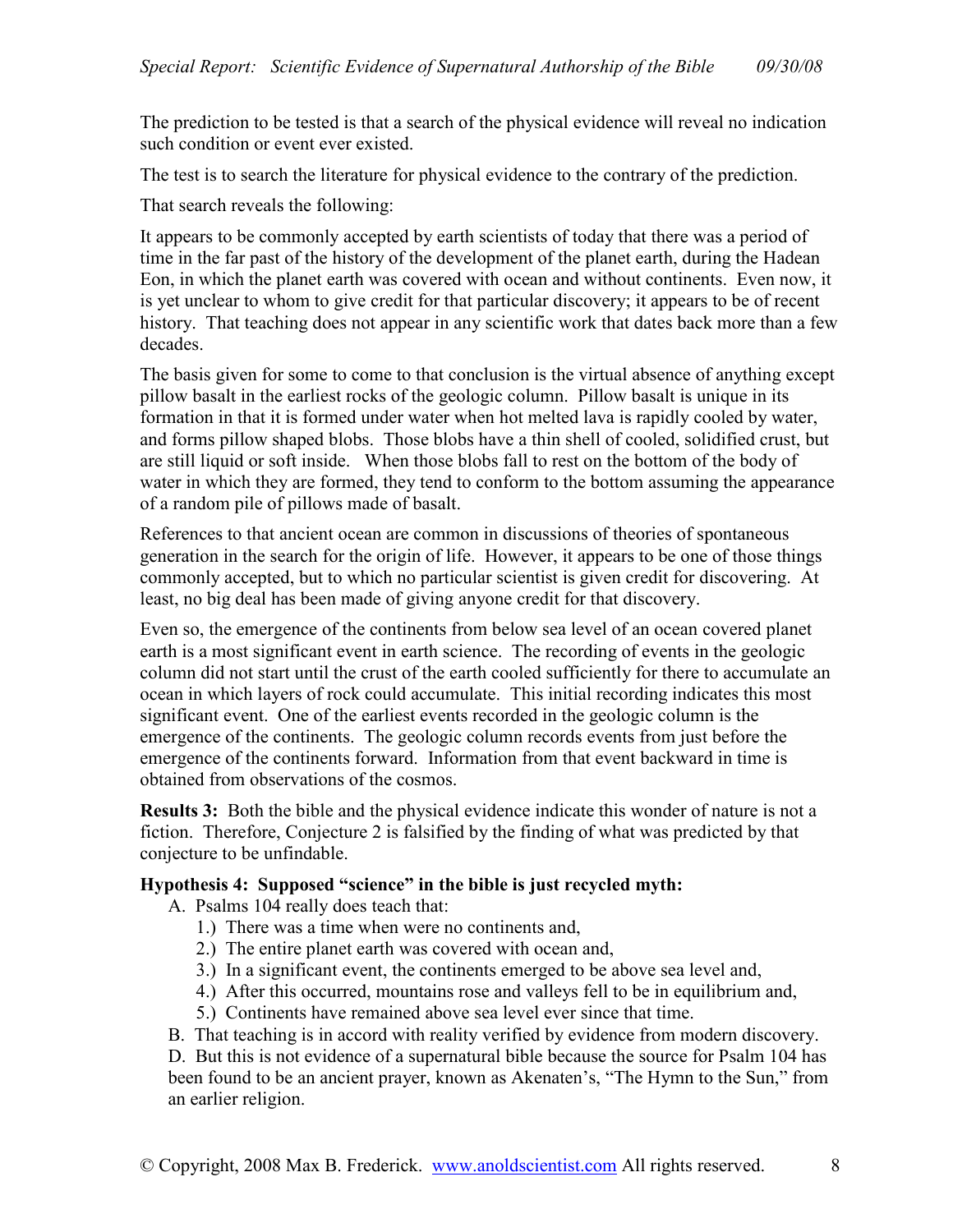The prediction to be tested is that a search of the physical evidence will reveal no indication such condition or event ever existed.

The test is to search the literature for physical evidence to the contrary of the prediction.

That search reveals the following:

It appears to be commonly accepted by earth scientists of today that there was a period of time in the far past of the history of the development of the planet earth, during the Hadean Eon, in which the planet earth was covered with ocean and without continents. Even now, it is yet unclear to whom to give credit for that particular discovery; it appears to be of recent history. That teaching does not appear in any scientific work that dates back more than a few decades.

The basis given for some to come to that conclusion is the virtual absence of anything except pillow basalt in the earliest rocks of the geologic column. Pillow basalt is unique in its formation in that it is formed under water when hot melted lava is rapidly cooled by water, and forms pillow shaped blobs. Those blobs have a thin shell of cooled, solidified crust, but are still liquid or soft inside. When those blobs fall to rest on the bottom of the body of water in which they are formed, they tend to conform to the bottom assuming the appearance of a random pile of pillows made of basalt.

References to that ancient ocean are common in discussions of theories of spontaneous generation in the search for the origin of life. However, it appears to be one of those things commonly accepted, but to which no particular scientist is given credit for discovering. At least, no big deal has been made of giving anyone credit for that discovery.

Even so, the emergence of the continents from below sea level of an ocean covered planet earth is a most significant event in earth science. The recording of events in the geologic column did not start until the crust of the earth cooled sufficiently for there to accumulate an ocean in which layers of rock could accumulate. This initial recording indicates this most significant event. One of the earliest events recorded in the geologic column is the emergence of the continents. The geologic column records events from just before the emergence of the continents forward. Information from that event backward in time is obtained from observations of the cosmos.

**Results 3:** Both the bible and the physical evidence indicate this wonder of nature is not a fiction. Therefore, Conjecture 2 is falsified by the finding of what was predicted by that conjecture to be unfindable.

**Hypothesis 4: Supposed "science" in the bible is just recycled myth:**

A. Psalms 104 really does teach that:
   1.) There was a time when were no continents and,
   2.) The entire planet earth was covered with ocean and,
   3.) In a significant event, the continents emerged to be above sea level and,
   4.) After this occurred, mountains rose and valleys fell to be in equilibrium and,
   5.) Continents have remained above sea level ever since that time.

B. That teaching is in accord with reality verified by evidence from modern discovery.

D. But this is not evidence of a supernatural bible because the source for Psalm 104 has been found to be an ancient prayer, known as Akenaten's, "The Hymn to the Sun," from an earlier religion.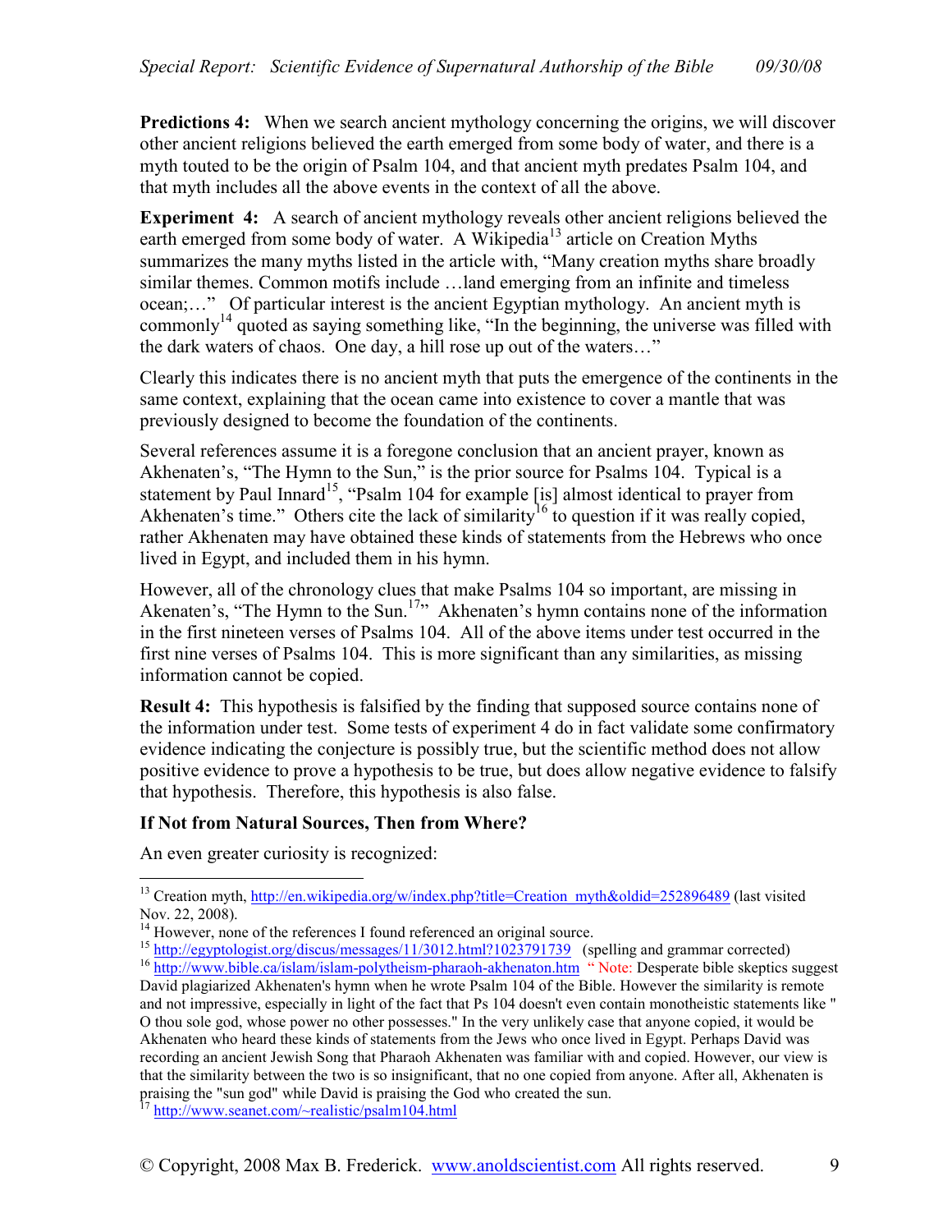**Predictions 4:** When we search ancient mythology concerning the origins, we will discover other ancient religions believed the earth emerged from some body of water, and there is a myth touted to be the origin of Psalm 104, and that ancient myth predates Psalm 104, and that myth includes all the above events in the context of all the above.

**Experiment 4:** A search of ancient mythology reveals other ancient religions believed the earth emerged from some body of water. A Wikipedia[13] article on Creation Myths summarizes the many myths listed in the article with, "Many creation myths share broadly similar themes. Common motifs include …land emerging from an infinite and timeless ocean;…" Of particular interest is the ancient Egyptian mythology. An ancient myth is commonly[14] quoted as saying something like, "In the beginning, the universe was filled with the dark waters of chaos. One day, a hill rose up out of the waters…"

Clearly this indicates there is no ancient myth that puts the emergence of the continents in the same context, explaining that the ocean came into existence to cover a mantle that was previously designed to become the foundation of the continents.

Several references assume it is a foregone conclusion that an ancient prayer, known as Akhenaten's, "The Hymn to the Sun," is the prior source for Psalms 104. Typical is a statement by Paul Innard[15], "Psalm 104 for example [is] almost identical to prayer from Akhenaten's time." Others cite the lack of similarity[16] to question if it was really copied, rather Akhenaten may have obtained these kinds of statements from the Hebrews who once lived in Egypt, and included them in his hymn.

However, all of the chronology clues that make Psalms 104 so important, are missing in Akenaten's, "The Hymn to the Sun.[17]" Akhenaten's hymn contains none of the information in the first nineteen verses of Psalms 104. All of the above items under test occurred in the first nine verses of Psalms 104. This is more significant than any similarities, as missing information cannot be copied.

**Result 4:** This hypothesis is falsified by the finding that supposed source contains none of the information under test. Some tests of experiment 4 do in fact validate some confirmatory evidence indicating the conjecture is possibly true, but the scientific method does not allow positive evidence to prove a hypothesis to be true, but does allow negative evidence to falsify that hypothesis. Therefore, this hypothesis is also false.

**If Not from Natural Sources, Then from Where?**

An even greater curiosity is recognized:

---

[13] Creation myth, http://en.wikipedia.org/w/index.php?title=Creation_myth&oldid=252896489 (last visited Nov. 22, 2008).

[14] However, none of the references I found referenced an original source.

[15] http://egyptologist.org/discus/messages/11/3012.html?1023791739 (spelling and grammar corrected)

[16] http://www.bible.ca/islam/islam-polytheism-pharaoh-akhenaton.htm " Note: Desperate bible skeptics suggest David plagiarized Akhenaten's hymn when he wrote Psalm 104 of the Bible. However the similarity is remote and not impressive, especially in light of the fact that Ps 104 doesn't even contain monotheistic statements like " O thou sole god, whose power no other possesses." In the very unlikely case that anyone copied, it would be Akhenaten who heard these kinds of statements from the Jews who once lived in Egypt. Perhaps David was recording an ancient Jewish Song that Pharaoh Akhenaten was familiar with and copied. However, our view is that the similarity between the two is so insignificant, that no one copied from anyone. After all, Akhenaten is praising the "sun god" while David is praising the God who created the sun.

[17] http://www.seanet.com/~realistic/psalm104.html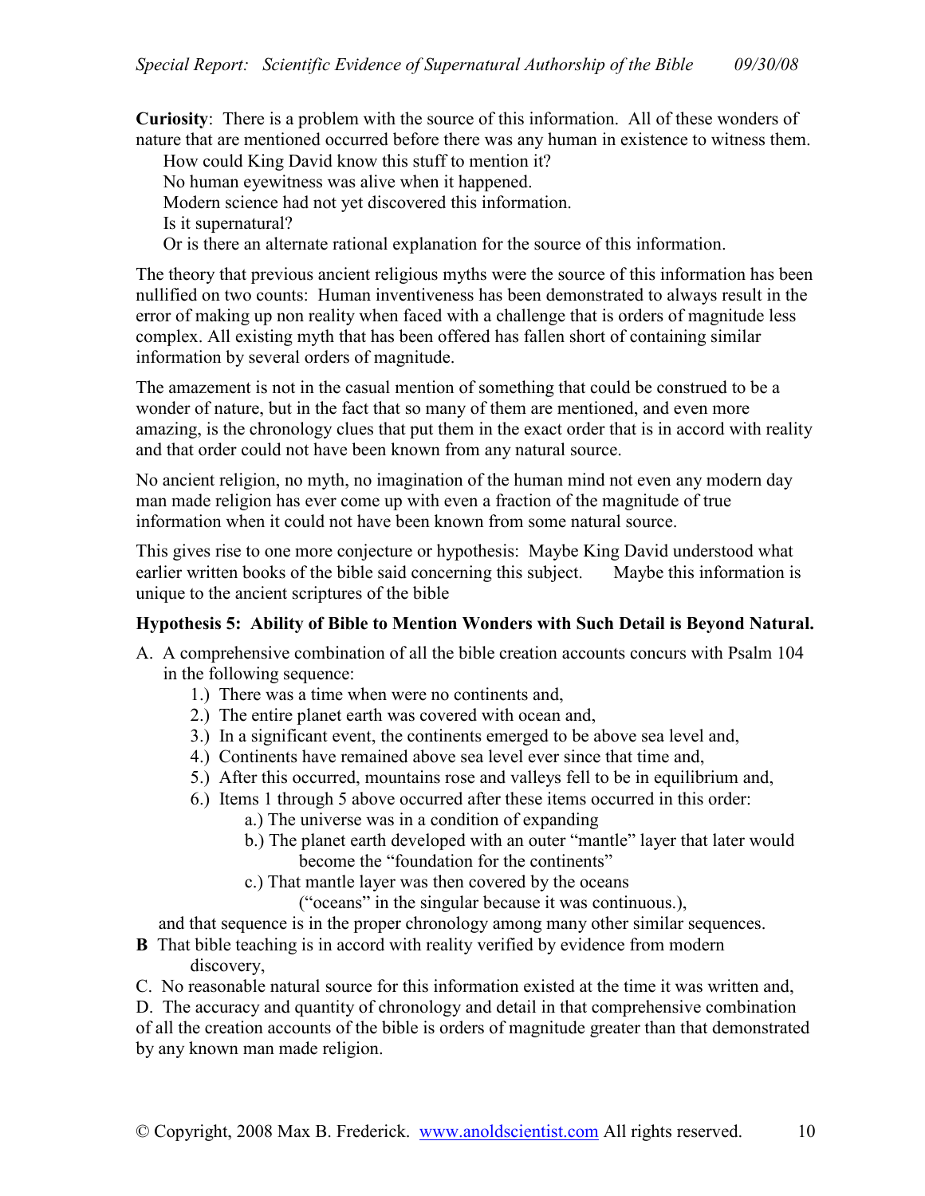**Curiosity**: There is a problem with the source of this information. All of these wonders of nature that are mentioned occurred before there was any human in existence to witness them.

How could King David know this stuff to mention it?
No human eyewitness was alive when it happened.
Modern science had not yet discovered this information.
Is it supernatural?
Or is there an alternate rational explanation for the source of this information.

The theory that previous ancient religious myths were the source of this information has been nullified on two counts: Human inventiveness has been demonstrated to always result in the error of making up non reality when faced with a challenge that is orders of magnitude less complex. All existing myth that has been offered has fallen short of containing similar information by several orders of magnitude.

The amazement is not in the casual mention of something that could be construed to be a wonder of nature, but in the fact that so many of them are mentioned, and even more amazing, is the chronology clues that put them in the exact order that is in accord with reality and that order could not have been known from any natural source.

No ancient religion, no myth, no imagination of the human mind not even any modern day man made religion has ever come up with even a fraction of the magnitude of true information when it could not have been known from some natural source.

This gives rise to one more conjecture or hypothesis: Maybe King David understood what earlier written books of the bible said concerning this subject. Maybe this information is unique to the ancient scriptures of the bible

**Hypothesis 5: Ability of Bible to Mention Wonders with Such Detail is Beyond Natural.**

A. A comprehensive combination of all the bible creation accounts concurs with Psalm 104 in the following sequence:
   1.) There was a time when were no continents and,
   2.) The entire planet earth was covered with ocean and,
   3.) In a significant event, the continents emerged to be above sea level and,
   4.) Continents have remained above sea level ever since that time and,
   5.) After this occurred, mountains rose and valleys fell to be in equilibrium and,
   6.) Items 1 through 5 above occurred after these items occurred in this order:
      a.) The universe was in a condition of expanding
      b.) The planet earth developed with an outer "mantle" layer that later would become the "foundation for the continents"
      c.) That mantle layer was then covered by the oceans ("oceans" in the singular because it was continuous.),

   and that sequence is in the proper chronology among many other similar sequences.

**B** That bible teaching is in accord with reality verified by evidence from modern discovery,

C. No reasonable natural source for this information existed at the time it was written and,

D. The accuracy and quantity of chronology and detail in that comprehensive combination of all the creation accounts of the bible is orders of magnitude greater than that demonstrated by any known man made religion.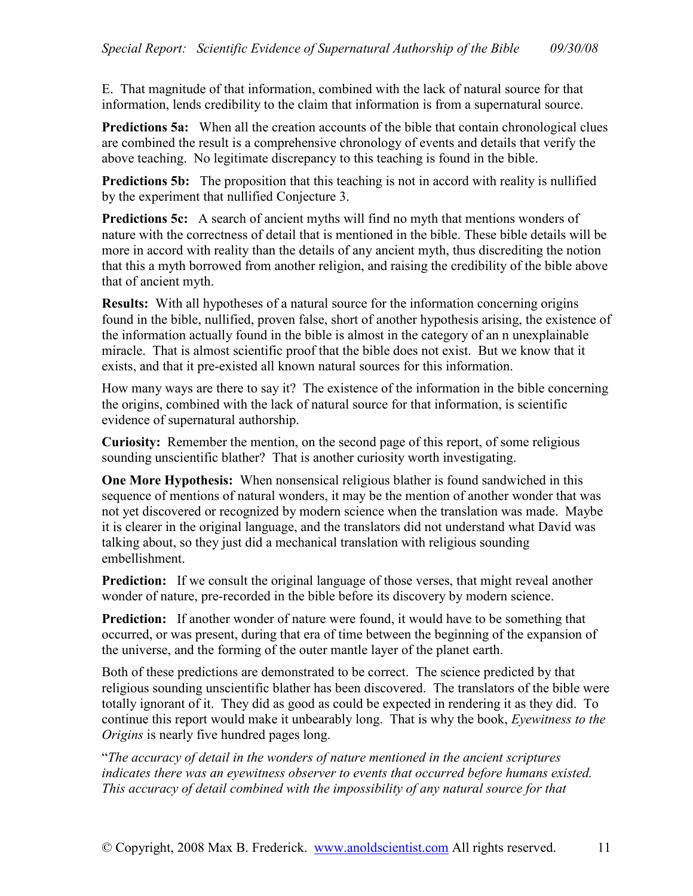E. That magnitude of that information, combined with the lack of natural source for that information, lends credibility to the claim that information is from a supernatural source.

**Predictions 5a:** When all the creation accounts of the bible that contain chronological clues are combined the result is a comprehensive chronology of events and details that verify the above teaching. No legitimate discrepancy to this teaching is found in the bible.

**Predictions 5b:** The proposition that this teaching is not in accord with reality is nullified by the experiment that nullified Conjecture 3.

**Predictions 5c:** A search of ancient myths will find no myth that mentions wonders of nature with the correctness of detail that is mentioned in the bible. These bible details will be more in accord with reality than the details of any ancient myth, thus discrediting the notion that this a myth borrowed from another religion, and raising the credibility of the bible above that of ancient myth.

**Results:** With all hypotheses of a natural source for the information concerning origins found in the bible, nullified, proven false, short of another hypothesis arising, the existence of the information actually found in the bible is almost in the category of an n unexplainable miracle. That is almost scientific proof that the bible does not exist. But we know that it exists, and that it pre-existed all known natural sources for this information.

How many ways are there to say it? The existence of the information in the bible concerning the origins, combined with the lack of natural source for that information, is scientific evidence of supernatural authorship.

**Curiosity:** Remember the mention, on the second page of this report, of some religious sounding unscientific blather? That is another curiosity worth investigating.

**One More Hypothesis:** When nonsensical religious blather is found sandwiched in this sequence of mentions of natural wonders, it may be the mention of another wonder that was not yet discovered or recognized by modern science when the translation was made. Maybe it is clearer in the original language, and the translators did not understand what David was talking about, so they just did a mechanical translation with religious sounding embellishment.

**Prediction:** If we consult the original language of those verses, that might reveal another wonder of nature, pre-recorded in the bible before its discovery by modern science.

**Prediction:** If another wonder of nature were found, it would have to be something that occurred, or was present, during that era of time between the beginning of the expansion of the universe, and the forming of the outer mantle layer of the planet earth.

Both of these predictions are demonstrated to be correct. The science predicted by that religious sounding unscientific blather has been discovered. The translators of the bible were totally ignorant of it. They did as good as could be expected in rendering it as they did. To continue this report would make it unbearably long. That is why the book, *Eyewitness to the Origins* is nearly five hundred pages long.

"*The accuracy of detail in the wonders of nature mentioned in the ancient scriptures indicates there was an eyewitness observer to events that occurred before humans existed. This accuracy of detail combined with the impossibility of any natural source for that*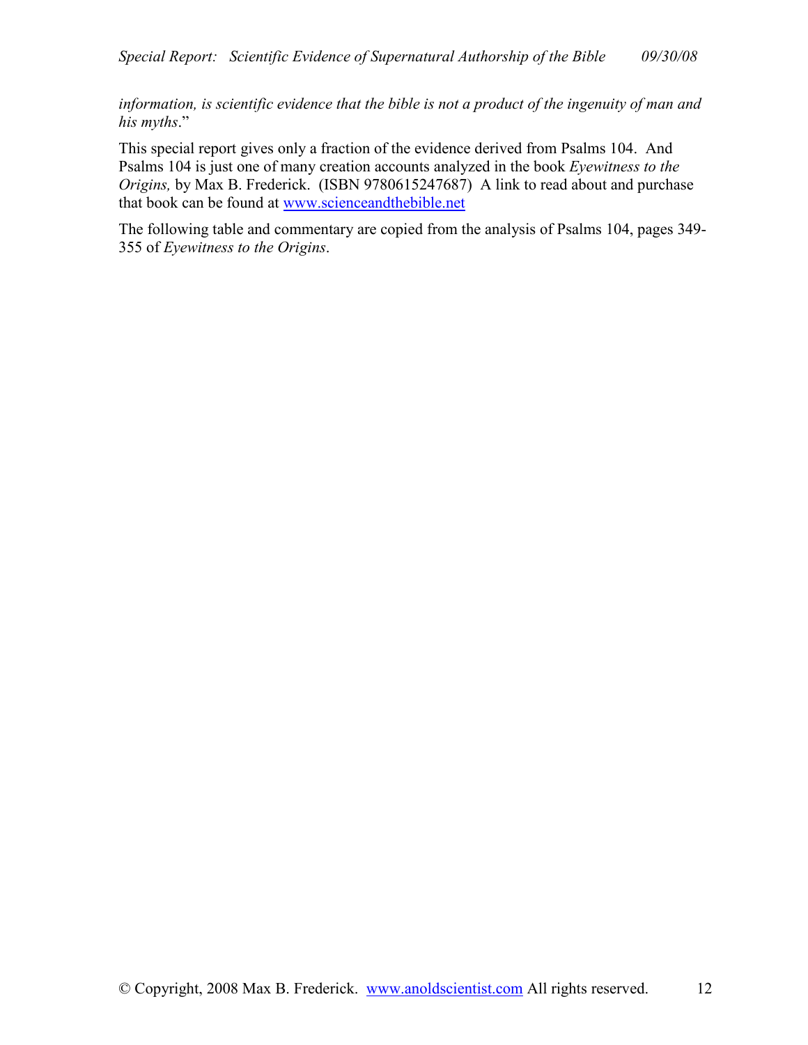*information, is scientific evidence that the bible is not a product of the ingenuity of man and his myths*."

This special report gives only a fraction of the evidence derived from Psalms 104. And Psalms 104 is just one of many creation accounts analyzed in the book *Eyewitness to the Origins,* by Max B. Frederick. (ISBN 9780615247687) A link to read about and purchase that book can be found at [www.scienceandthebible.net](www.scienceandthebible.net)

The following table and commentary are copied from the analysis of Psalms 104, pages 349-355 of *Eyewitness to the Origins*.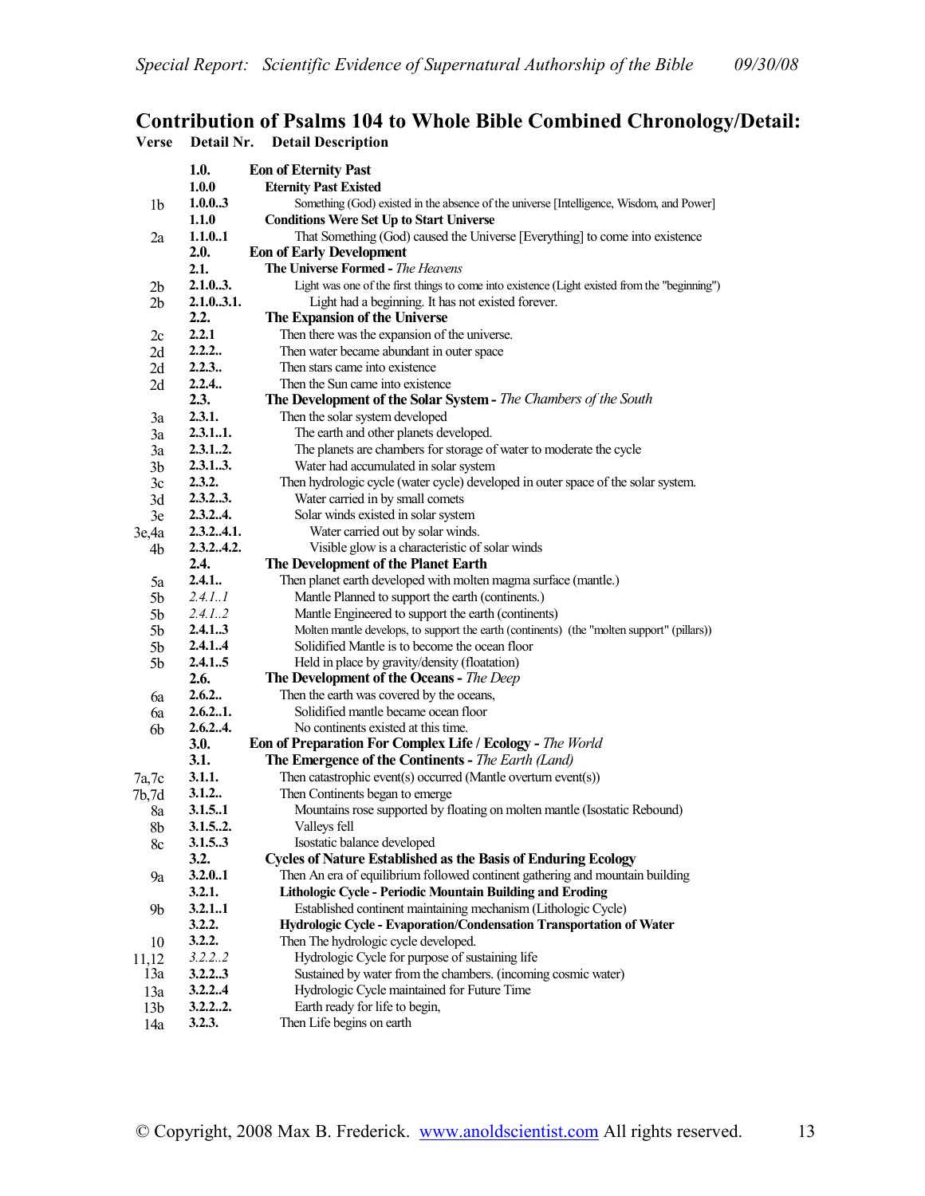## Contribution of Psalms 104 to Whole Bible Combined Chronology/Detail:

| Verse | Detail Nr. | Detail Description |
|---|---|---|
| | **1.0.** | **Eon of Eternity Past** |
| | **1.0.0** | **Eternity Past Existed** |
| 1b | **1.0.0..3** | Something (God) existed in the absence of the universe [Intelligence, Wisdom, and Power] |
| | **1.1.0** | **Conditions Were Set Up to Start Universe** |
| 2a | **1.1.0..1** | That Something (God) caused the Universe [Everything] to come into existence |
| | **2.0.** | **Eon of Early Development** |
| | **2.1.** | **The Universe Formed -** *The Heavens* |
| 2b | **2.1.0..3.** | Light was one of the first things to come into existence (Light existed from the "beginning") |
| 2b | **2.1.0..3.1.** | Light had a beginning. It has not existed forever. |
| | **2.2.** | **The Expansion of the Universe** |
| 2c | **2.2.1** | Then there was the expansion of the universe. |
| 2d | **2.2.2..** | Then water became abundant in outer space |
| 2d | **2.2.3..** | Then stars came into existence |
| 2d | **2.2.4..** | Then the Sun came into existence |
| | **2.3.** | **The Development of the Solar System -** *The Chambers of the South* |
| 3a | **2.3.1.** | Then the solar system developed |
| 3a | **2.3.1..1.** | The earth and other planets developed. |
| 3a | **2.3.1..2.** | The planets are chambers for storage of water to moderate the cycle |
| 3b | **2.3.1..3.** | Water had accumulated in solar system |
| 3c | **2.3.2.** | Then hydrologic cycle (water cycle) developed in outer space of the solar system. |
| 3d | **2.3.2..3.** | Water carried in by small comets |
| 3e | **2.3.2..4.** | Solar winds existed in solar system |
| 3e,4a | **2.3.2..4.1.** | Water carried out by solar winds. |
| 4b | **2.3.2..4.2.** | Visible glow is a characteristic of solar winds |
| | **2.4.** | **The Development of the Planet Earth** |
| 5a | **2.4.1..** | Then planet earth developed with molten magma surface (mantle.) |
| 5b | *2.4.1..1* | Mantle Planned to support the earth (continents.) |
| 5b | *2.4.1..2* | Mantle Engineered to support the earth (continents) |
| 5b | **2.4.1..3** | Molten mantle develops, to support the earth (continents) (the "molten support" (pillars)) |
| 5b | **2.4.1..4** | Solidified Mantle is to become the ocean floor |
| 5b | **2.4.1..5** | Held in place by gravity/density (floatation) |
| | **2.6.** | **The Development of the Oceans -** *The Deep* |
| 6a | **2.6.2..** | Then the earth was covered by the oceans, |
| 6a | **2.6.2..1.** | Solidified mantle became ocean floor |
| 6b | **2.6.2..4.** | No continents existed at this time. |
| | **3.0.** | **Eon of Preparation For Complex Life / Ecology -** *The World* |
| | **3.1.** | **The Emergence of the Continents -** *The Earth (Land)* |
| 7a,7c | **3.1.1.** | Then catastrophic event(s) occurred (Mantle overturn event(s)) |
| 7b,7d | **3.1.2..** | Then Continents began to emerge |
| 8a | **3.1.5..1** | Mountains rose supported by floating on molten mantle (Isostatic Rebound) |
| 8b | **3.1.5..2.** | Valleys fell |
| 8c | **3.1.5..3** | Isostatic balance developed |
| | **3.2.** | **Cycles of Nature Established as the Basis of Enduring Ecology** |
| 9a | **3.2.0..1** | Then An era of equilibrium followed continent gathering and mountain building |
| | **3.2.1.** | **Lithologic Cycle - Periodic Mountain Building and Eroding** |
| 9b | **3.2.1..1** | Established continent maintaining mechanism (Lithologic Cycle) |
| | **3.2.2.** | **Hydrologic Cycle - Evaporation/Condensation Transportation of Water** |
| 10 | **3.2.2.** | Then The hydrologic cycle developed. |
| 11,12 | *3.2.2..2* | Hydrologic Cycle for purpose of sustaining life |
| 13a | **3.2.2..3** | Sustained by water from the chambers. (incoming cosmic water) |
| 13a | **3.2.2..4** | Hydrologic Cycle maintained for Future Time |
| 13b | **3.2.2..2.** | Earth ready for life to begin, |
| 14a | **3.2.3.** | Then Life begins on earth |

© Copyright, 2008 Max B. Frederick. [www.anoldscientist.com](http://www.anoldscientist.com) All rights reserved.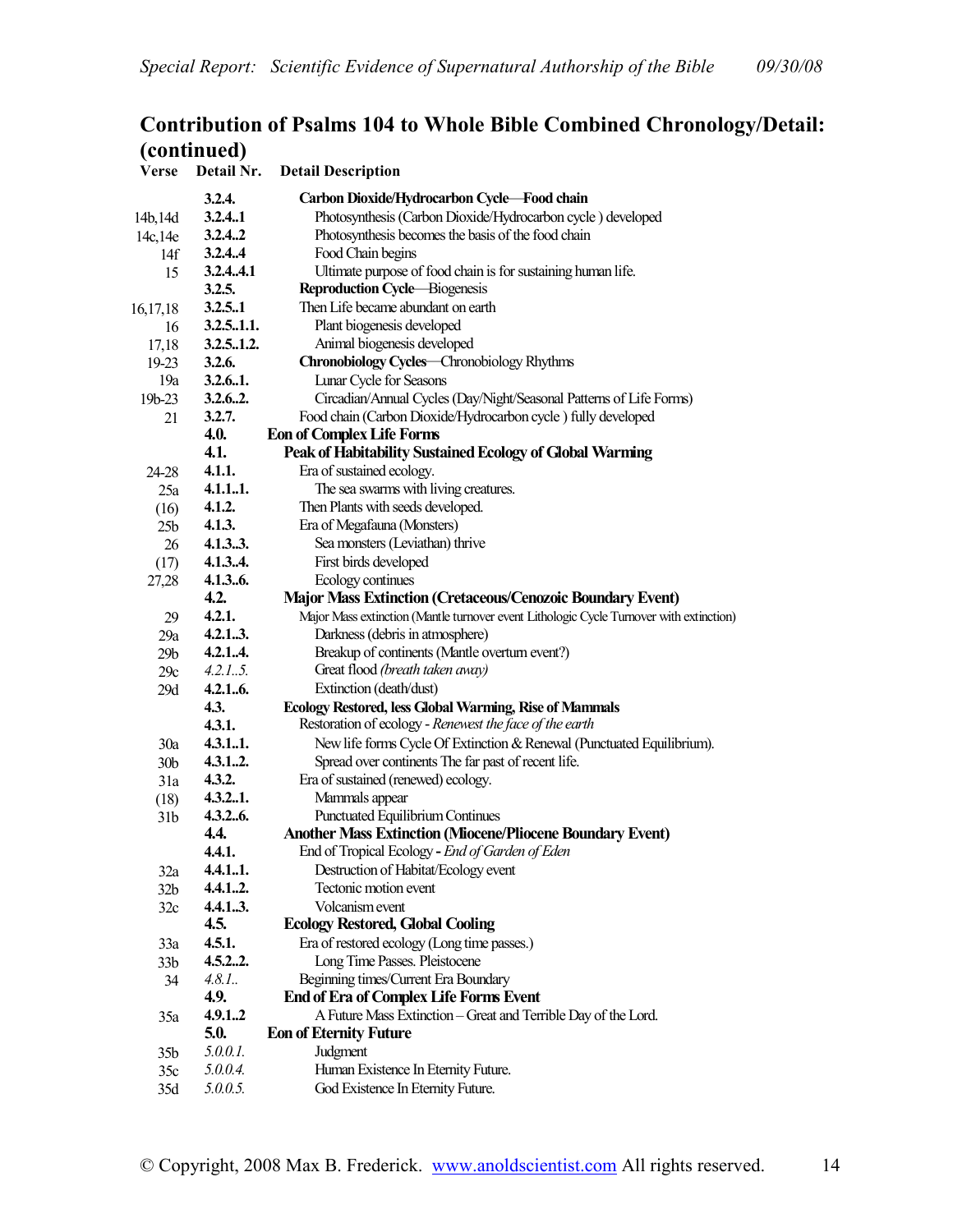## Contribution of Psalms 104 to Whole Bible Combined Chronology/Detail: (continued)

| Verse | Detail Nr. | Detail Description |
|---|---|---|
| | **3.2.4.** | **Carbon Dioxide/Hydrocarbon Cycle—Food chain** |
| 14b,14d | **3.2.4..1** | Photosynthesis (Carbon Dioxide/Hydrocarbon cycle ) developed |
| 14c,14e | **3.2.4..2** | Photosynthesis becomes the basis of the food chain |
| 14f | **3.2.4..4** | Food Chain begins |
| 15 | **3.2.4..4.1** | Ultimate purpose of food chain is for sustaining human life. |
| | **3.2.5.** | **Reproduction Cycle**—Biogenesis |
| 16,17,18 | **3.2.5..1** | Then Life became abundant on earth |
| 16 | **3.2.5..1.1.** | Plant biogenesis developed |
| 17,18 | **3.2.5..1.2.** | Animal biogenesis developed |
| 19-23 | **3.2.6.** | **Chronobiology Cycles**—Chronobiology Rhythms |
| 19a | **3.2.6..1.** | Lunar Cycle for Seasons |
| 19b-23 | **3.2.6..2.** | Circadian/Annual Cycles (Day/Night/Seasonal Patterns of Life Forms) |
| 21 | **3.2.7.** | Food chain (Carbon Dioxide/Hydrocarbon cycle ) fully developed |
| | **4.0.** | **Eon of Complex Life Forms** |
| | **4.1.** | **Peak of Habitability Sustained Ecology of Global Warming** |
| 24-28 | **4.1.1.** | Era of sustained ecology. |
| 25a | **4.1.1..1.** | The sea swarms with living creatures. |
| (16) | **4.1.2.** | Then Plants with seeds developed. |
| 25b | **4.1.3.** | Era of Megafauna (Monsters) |
| 26 | **4.1.3..3.** | Sea monsters (Leviathan) thrive |
| (17) | **4.1.3..4.** | First birds developed |
| 27,28 | **4.1.3..6.** | Ecology continues |
| | **4.2.** | **Major Mass Extinction (Cretaceous/Cenozoic Boundary Event)** |
| 29 | **4.2.1.** | Major Mass extinction (Mantle turnover event Lithologic Cycle Turnover with extinction) |
| 29a | **4.2.1..3.** | Darkness (debris in atmosphere) |
| 29b | **4.2.1..4.** | Breakup of continents (Mantle overturn event?) |
| 29c | *4.2.1..5.* | Great flood *(breath taken away)* |
| 29d | **4.2.1..6.** | Extinction (death/dust) |
| | **4.3.** | **Ecology Restored, less Global Warming, Rise of Mammals** |
| | **4.3.1.** | Restoration of ecology - *Renewest the face of the earth* |
| 30a | **4.3.1..1.** | New life forms Cycle Of Extinction & Renewal (Punctuated Equilibrium). |
| 30b | **4.3.1..2.** | Spread over continents The far past of recent life. |
| 31a | **4.3.2.** | Era of sustained (renewed) ecology. |
| (18) | **4.3.2..1.** | Mammals appear |
| 31b | **4.3.2..6.** | Punctuated Equilibrium Continues |
| | **4.4.** | **Another Mass Extinction (Miocene/Pliocene Boundary Event)** |
| | **4.4.1.** | End of Tropical Ecology - *End of Garden of Eden* |
| 32a | **4.4.1..1.** | Destruction of Habitat/Ecology event |
| 32b | **4.4.1..2.** | Tectonic motion event |
| 32c | **4.4.1..3.** | Volcanism event |
| | **4.5.** | **Ecology Restored, Global Cooling** |
| 33a | **4.5.1.** | Era of restored ecology (Long time passes.) |
| 33b | **4.5.2..2.** | Long Time Passes. Pleistocene |
| 34 | *4.8.1..* | Beginning times/Current Era Boundary |
| | **4.9.** | **End of Era of Complex Life Forms Event** |
| 35a | **4.9.1..2** | A Future Mass Extinction – Great and Terrible Day of the Lord. |
| | **5.0.** | **Eon of Eternity Future** |
| 35b | *5.0.0.1.* | Judgment |
| 35c | *5.0.0.4.* | Human Existence In Eternity Future. |
| 35d | *5.0.0.5.* | God Existence In Eternity Future. |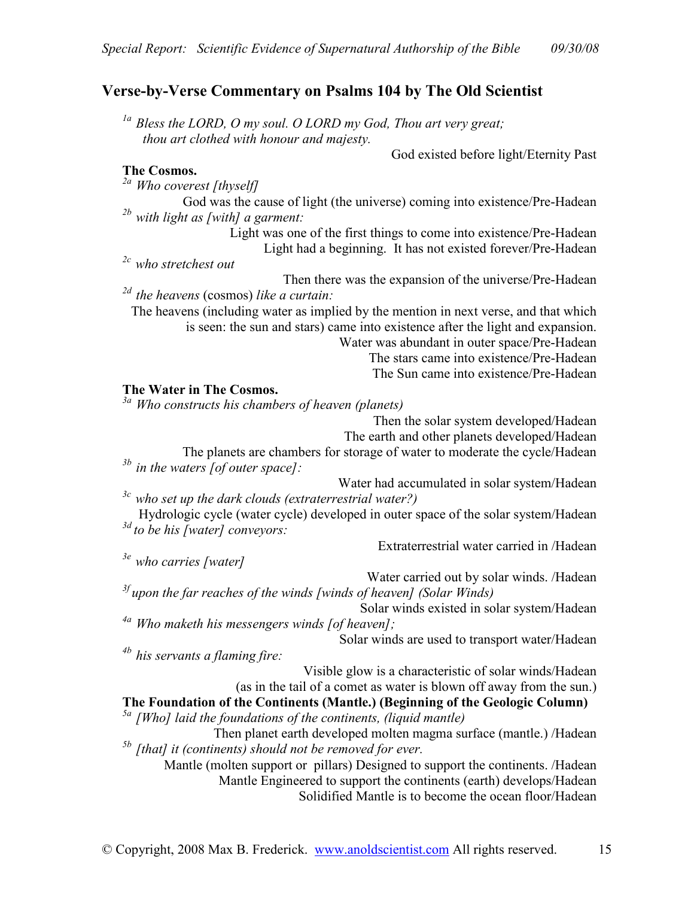## Verse-by-Verse Commentary on Psalms 104 by The Old Scientist

*1a Bless the LORD, O my soul. O LORD my God, Thou art very great; thou art clothed with honour and majesty.*

God existed before light/Eternity Past

**The Cosmos.**

*2a Who coverest [thyself]*

God was the cause of light (the universe) coming into existence/Pre-Hadean

*2b with light as [with] a garment:*

Light was one of the first things to come into existence/Pre-Hadean

Light had a beginning. It has not existed forever/Pre-Hadean

*2c who stretchest out*

Then there was the expansion of the universe/Pre-Hadean

*2d the heavens* (cosmos) *like a curtain:*

The heavens (including water as implied by the mention in next verse, and that which is seen: the sun and stars) came into existence after the light and expansion.

Water was abundant in outer space/Pre-Hadean

The stars came into existence/Pre-Hadean

The Sun came into existence/Pre-Hadean

**The Water in The Cosmos.**

*3a Who constructs his chambers of heaven (planets)*

Then the solar system developed/Hadean

The earth and other planets developed/Hadean

The planets are chambers for storage of water to moderate the cycle/Hadean

*3b in the waters [of outer space]:*

Water had accumulated in solar system/Hadean

*3c who set up the dark clouds (extraterrestrial water?)*

Hydrologic cycle (water cycle) developed in outer space of the solar system/Hadean

*3d to be his [water] conveyors:*

Extraterrestrial water carried in /Hadean

*3e who carries [water]*

Water carried out by solar winds. /Hadean

*3f upon the far reaches of the winds [winds of heaven] (Solar Winds)*

Solar winds existed in solar system/Hadean

*4a Who maketh his messengers winds [of heaven];*

Solar winds are used to transport water/Hadean

*4b his servants a flaming fire:*

Visible glow is a characteristic of solar winds/Hadean (as in the tail of a comet as water is blown off away from the sun.)

**The Foundation of the Continents (Mantle.) (Beginning of the Geologic Column)**

*5a [Who] laid the foundations of the continents, (liquid mantle)*

Then planet earth developed molten magma surface (mantle.) /Hadean

*5b [that] it (continents) should not be removed for ever.*

Mantle (molten support or pillars) Designed to support the continents. /Hadean

Mantle Engineered to support the continents (earth) develops/Hadean

Solidified Mantle is to become the ocean floor/Hadean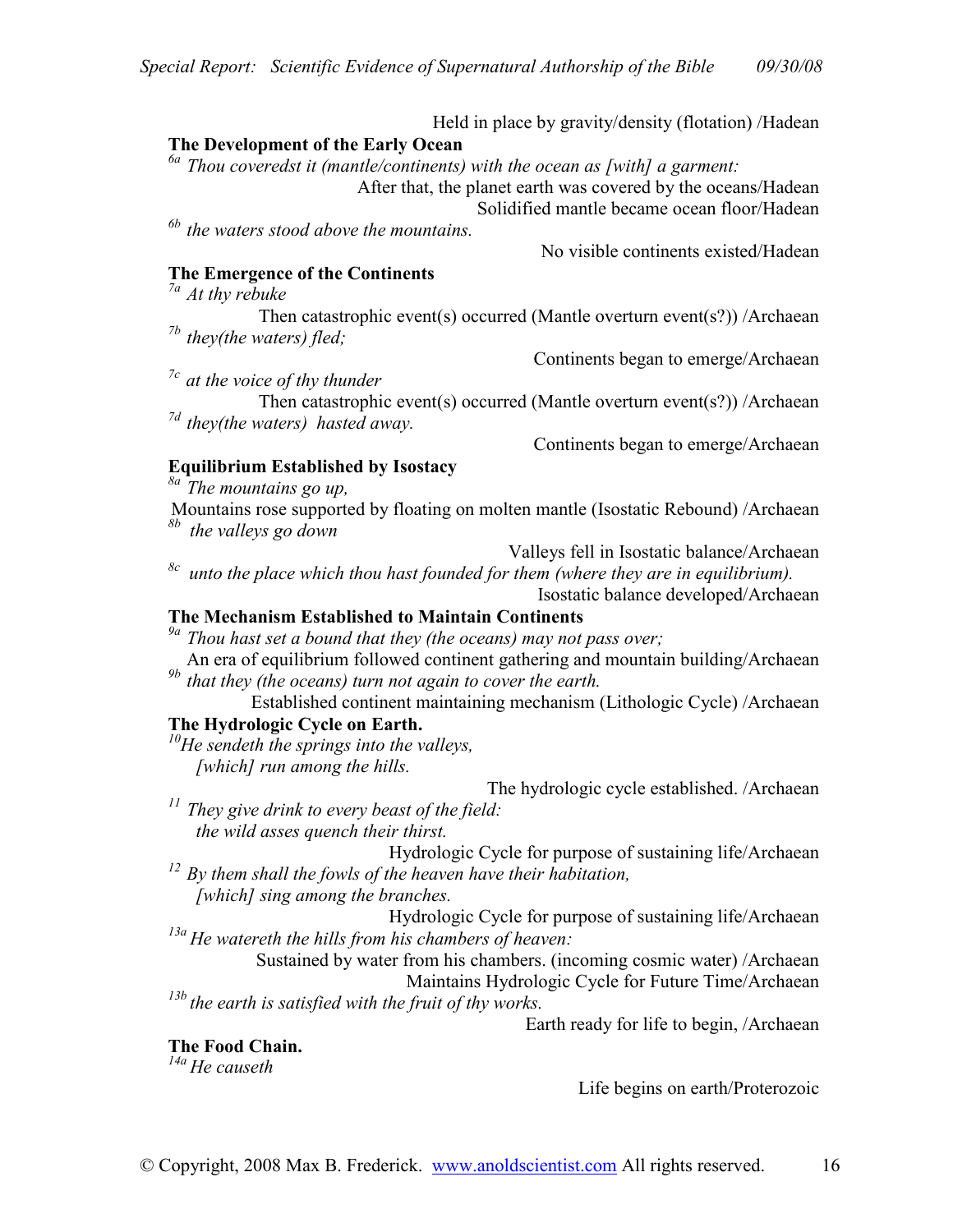Held in place by gravity/density (flotation) /Hadean

**The Development of the Early Ocean**

[6a] *Thou coveredst it (mantle/continents) with the ocean as [with] a garment:*

After that, the planet earth was covered by the oceans/Hadean
Solidified mantle became ocean floor/Hadean

[6b] *the waters stood above the mountains.*

No visible continents existed/Hadean

**The Emergence of the Continents**

[7a] *At thy rebuke*

Then catastrophic event(s) occurred (Mantle overturn event(s?)) /Archaean

[7b] *they(the waters) fled;*

Continents began to emerge/Archaean

[7c] *at the voice of thy thunder*

Then catastrophic event(s) occurred (Mantle overturn event(s?)) /Archaean

[7d] *they(the waters) hasted away.*

Continents began to emerge/Archaean

**Equilibrium Established by Isostacy**

[8a] *The mountains go up,*

Mountains rose supported by floating on molten mantle (Isostatic Rebound) /Archaean

[8b] *the valleys go down*

Valleys fell in Isostatic balance/Archaean

[8c] *unto the place which thou hast founded for them (where they are in equilibrium).*

Isostatic balance developed/Archaean

**The Mechanism Established to Maintain Continents**

[9a] *Thou hast set a bound that they (the oceans) may not pass over;*

An era of equilibrium followed continent gathering and mountain building/Archaean

[9b] *that they (the oceans) turn not again to cover the earth.*

Established continent maintaining mechanism (Lithologic Cycle) /Archaean

**The Hydrologic Cycle on Earth.**

[10]*He sendeth the springs into the valleys,*
*[which] run among the hills.*

The hydrologic cycle established. /Archaean

[11] *They give drink to every beast of the field:*
*the wild asses quench their thirst.*

Hydrologic Cycle for purpose of sustaining life/Archaean

[12] *By them shall the fowls of the heaven have their habitation,*
*[which] sing among the branches.*

Hydrologic Cycle for purpose of sustaining life/Archaean

[13a] *He watereth the hills from his chambers of heaven:*

Sustained by water from his chambers. (incoming cosmic water) /Archaean
Maintains Hydrologic Cycle for Future Time/Archaean

[13b] *the earth is satisfied with the fruit of thy works.*

Earth ready for life to begin, /Archaean

**The Food Chain.**

[14a] *He causeth*

Life begins on earth/Proterozoic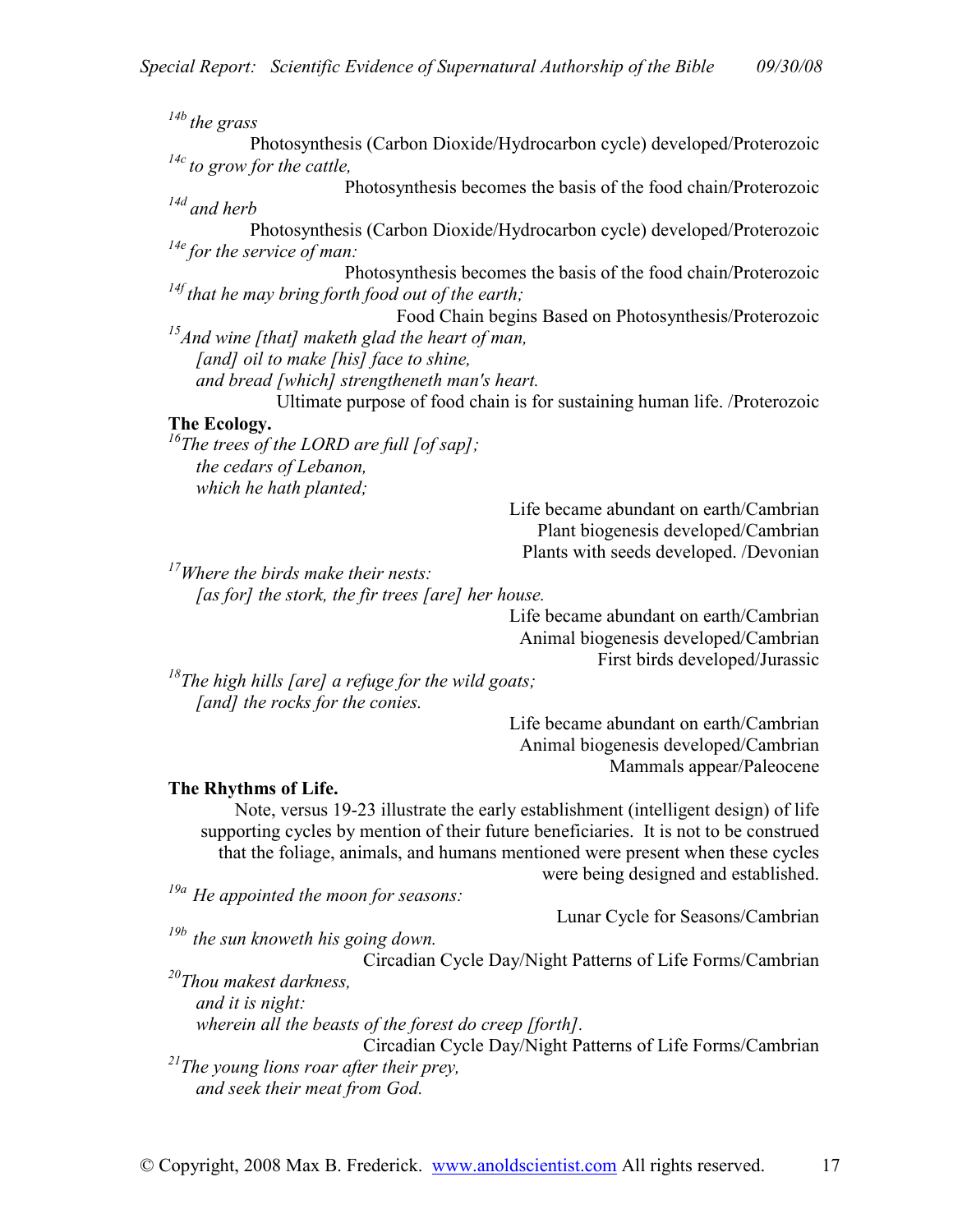[14b] *the grass*

Photosynthesis (Carbon Dioxide/Hydrocarbon cycle) developed/Proterozoic

[14c] *to grow for the cattle,*

Photosynthesis becomes the basis of the food chain/Proterozoic

[14d] *and herb*

Photosynthesis (Carbon Dioxide/Hydrocarbon cycle) developed/Proterozoic

[14e] *for the service of man:*

Photosynthesis becomes the basis of the food chain/Proterozoic

[14f] *that he may bring forth food out of the earth;*

Food Chain begins Based on Photosynthesis/Proterozoic

[15] *And wine [that] maketh glad the heart of man,*
*[and] oil to make [his] face to shine,*
*and bread [which] strengtheneth man's heart.*

Ultimate purpose of food chain is for sustaining human life. /Proterozoic

**The Ecology.**

[16] *The trees of the LORD are full [of sap];*
*the cedars of Lebanon,*
*which he hath planted;*

Life became abundant on earth/Cambrian
Plant biogenesis developed/Cambrian
Plants with seeds developed. /Devonian

[17] *Where the birds make their nests:*
*[as for] the stork, the fir trees [are] her house.*

Life became abundant on earth/Cambrian
Animal biogenesis developed/Cambrian
First birds developed/Jurassic

[18] *The high hills [are] a refuge for the wild goats;*
*[and] the rocks for the conies.*

Life became abundant on earth/Cambrian
Animal biogenesis developed/Cambrian
Mammals appear/Paleocene

**The Rhythms of Life.**

Note, versus 19-23 illustrate the early establishment (intelligent design) of life supporting cycles by mention of their future beneficiaries. It is not to be construed that the foliage, animals, and humans mentioned were present when these cycles were being designed and established.

[19a] *He appointed the moon for seasons:*

Lunar Cycle for Seasons/Cambrian

[19b] *the sun knoweth his going down.*

Circadian Cycle Day/Night Patterns of Life Forms/Cambrian

[20] *Thou makest darkness,*
*and it is night:*
*wherein all the beasts of the forest do creep [forth].*

Circadian Cycle Day/Night Patterns of Life Forms/Cambrian

[21] *The young lions roar after their prey,*
*and seek their meat from God.*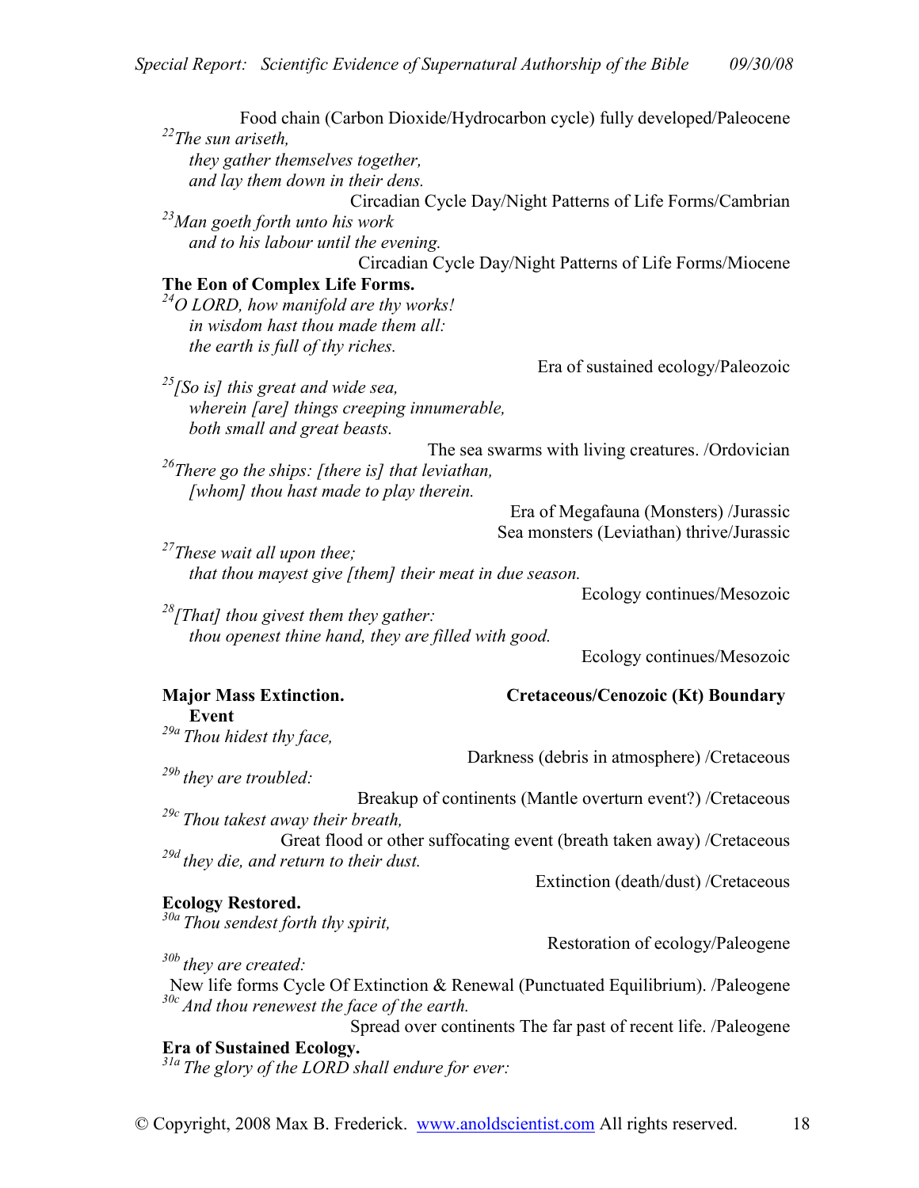Food chain (Carbon Dioxide/Hydrocarbon cycle) fully developed/Paleocene

[22]*The sun ariseth,*
*they gather themselves together,*
*and lay them down in their dens.*

Circadian Cycle Day/Night Patterns of Life Forms/Cambrian

[23]*Man goeth forth unto his work*
*and to his labour until the evening.*

Circadian Cycle Day/Night Patterns of Life Forms/Miocene

**The Eon of Complex Life Forms.**

[24]*O LORD, how manifold are thy works!*
*in wisdom hast thou made them all:*
*the earth is full of thy riches.*

Era of sustained ecology/Paleozoic

[25]*[So is] this great and wide sea,*
*wherein [are] things creeping innumerable,*
*both small and great beasts.*

The sea swarms with living creatures. /Ordovician

[26]*There go the ships: [there is] that leviathan,*
*[whom] thou hast made to play therein.*

Era of Megafauna (Monsters) /Jurassic
Sea monsters (Leviathan) thrive/Jurassic

[27]*These wait all upon thee;*
*that thou mayest give [them] their meat in due season.*

Ecology continues/Mesozoic

[28]*[That] thou givest them they gather:*
*thou openest thine hand, they are filled with good.*

Ecology continues/Mesozoic

**Major Mass Extinction. Event** — **Cretaceous/Cenozoic (Kt) Boundary**

[29a] *Thou hidest thy face,*

Darkness (debris in atmosphere) /Cretaceous

[29b] *they are troubled:*

Breakup of continents (Mantle overturn event?) /Cretaceous

[29c] *Thou takest away their breath,*

Great flood or other suffocating event (breath taken away) /Cretaceous

[29d] *they die, and return to their dust.*

Extinction (death/dust) /Cretaceous

**Ecology Restored.**

[30a] *Thou sendest forth thy spirit,*

Restoration of ecology/Paleogene

[30b] *they are created:*

New life forms Cycle Of Extinction & Renewal (Punctuated Equilibrium). /Paleogene

[30c] *And thou renewest the face of the earth.*

Spread over continents The far past of recent life. /Paleogene

**Era of Sustained Ecology.**

[31a] *The glory of the LORD shall endure for ever:*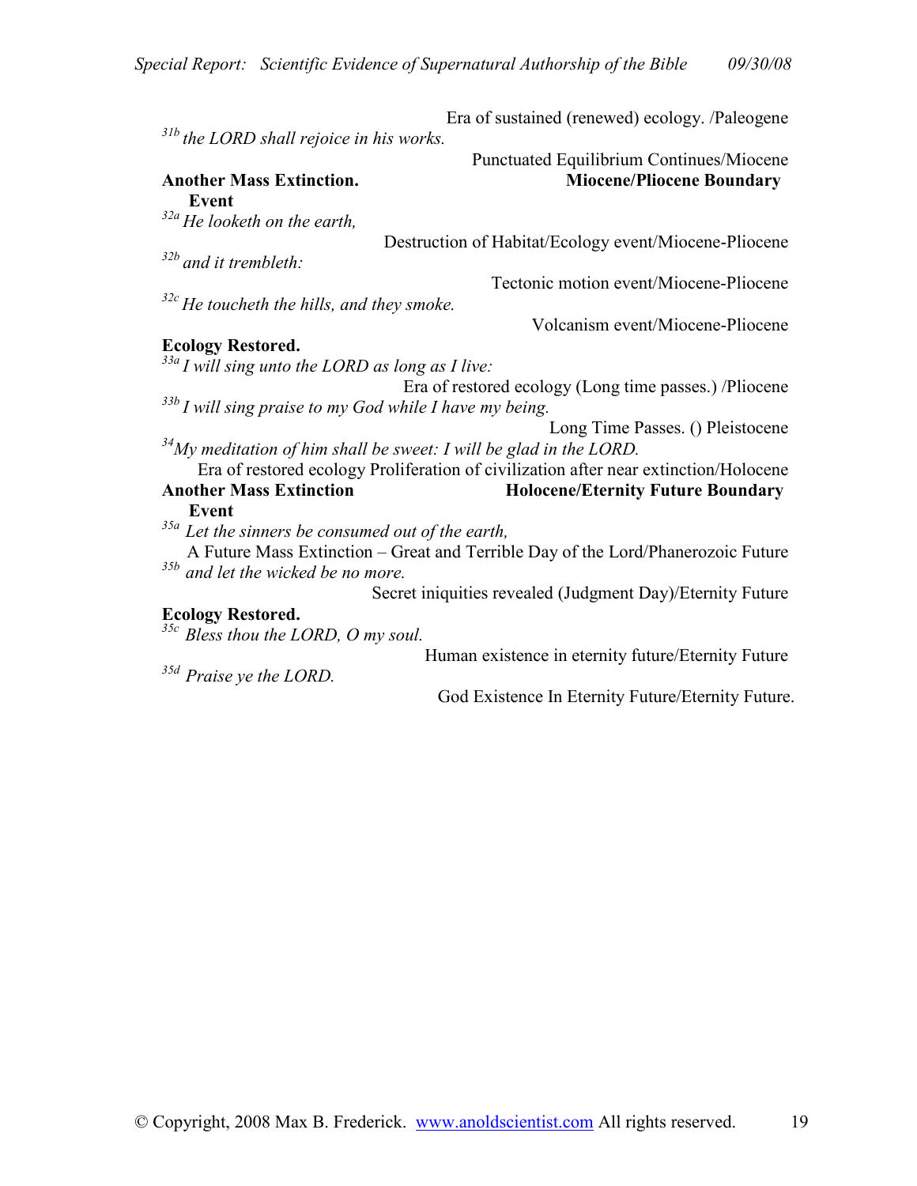Era of sustained (renewed) ecology. /Paleogene

[31b] *the LORD shall rejoice in his works.*

Punctuated Equilibrium Continues/Miocene

**Another Mass Extinction. Event** **Miocene/Pliocene Boundary**

[32a] *He looketh on the earth,*

Destruction of Habitat/Ecology event/Miocene-Pliocene

[32b] *and it trembleth:*

Tectonic motion event/Miocene-Pliocene

[32c] *He toucheth the hills, and they smoke.*

Volcanism event/Miocene-Pliocene

**Ecology Restored.**

[33a] *I will sing unto the LORD as long as I live:*

Era of restored ecology (Long time passes.) /Pliocene

[33b] *I will sing praise to my God while I have my being.*

Long Time Passes. () Pleistocene

[34] *My meditation of him shall be sweet: I will be glad in the LORD.*

Era of restored ecology Proliferation of civilization after near extinction/Holocene

**Another Mass Extinction Event** **Holocene/Eternity Future Boundary**

[35a] *Let the sinners be consumed out of the earth,*

A Future Mass Extinction – Great and Terrible Day of the Lord/Phanerozoic Future

[35b] *and let the wicked be no more.*

Secret iniquities revealed (Judgment Day)/Eternity Future

**Ecology Restored.**

[35c] *Bless thou the LORD, O my soul.*

Human existence in eternity future/Eternity Future

[35d] *Praise ye the LORD.*

God Existence In Eternity Future/Eternity Future.